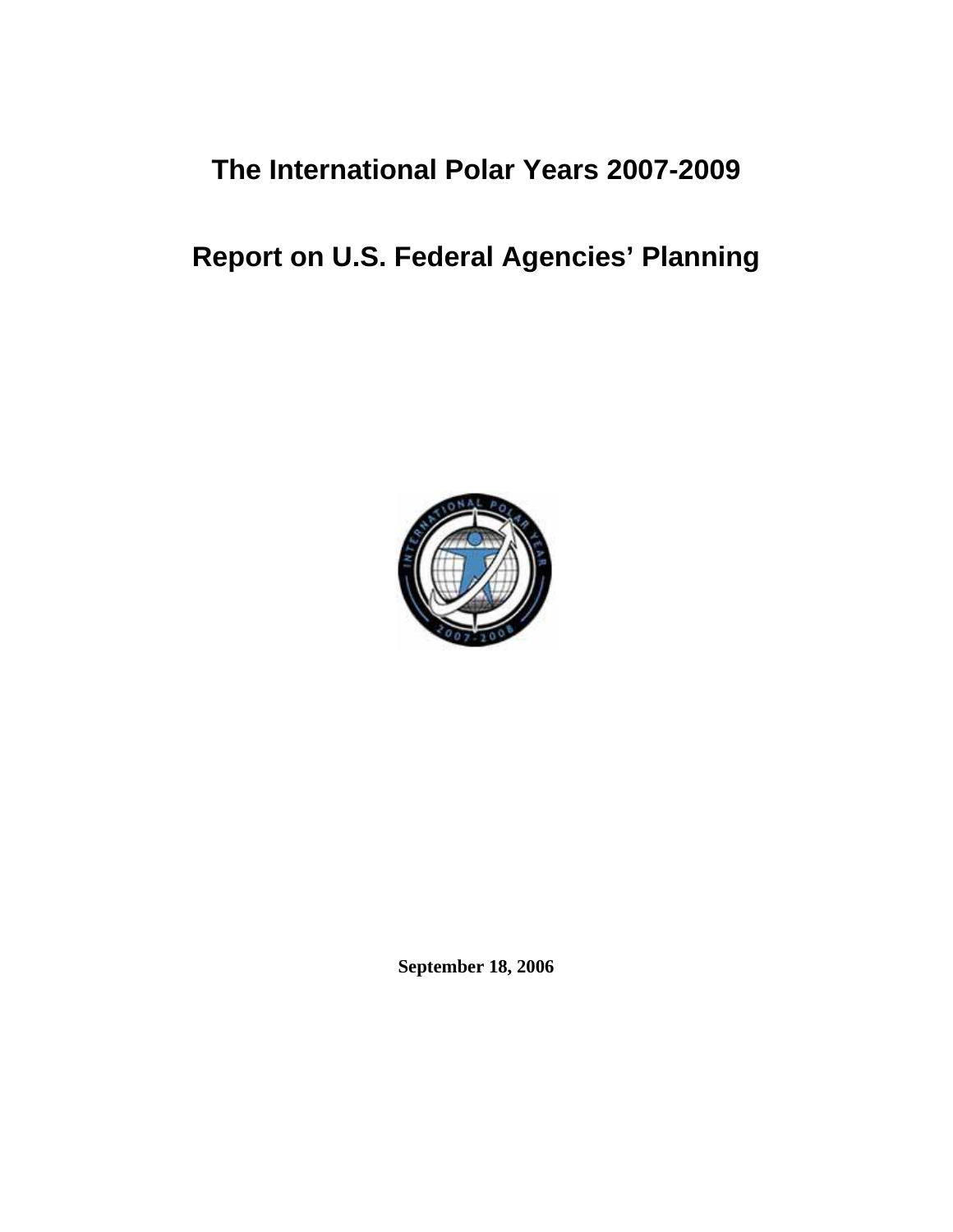# The International Polar Years 2007-2009

# Report on U.S. Federal Agencies' Planning

**September 18, 2006**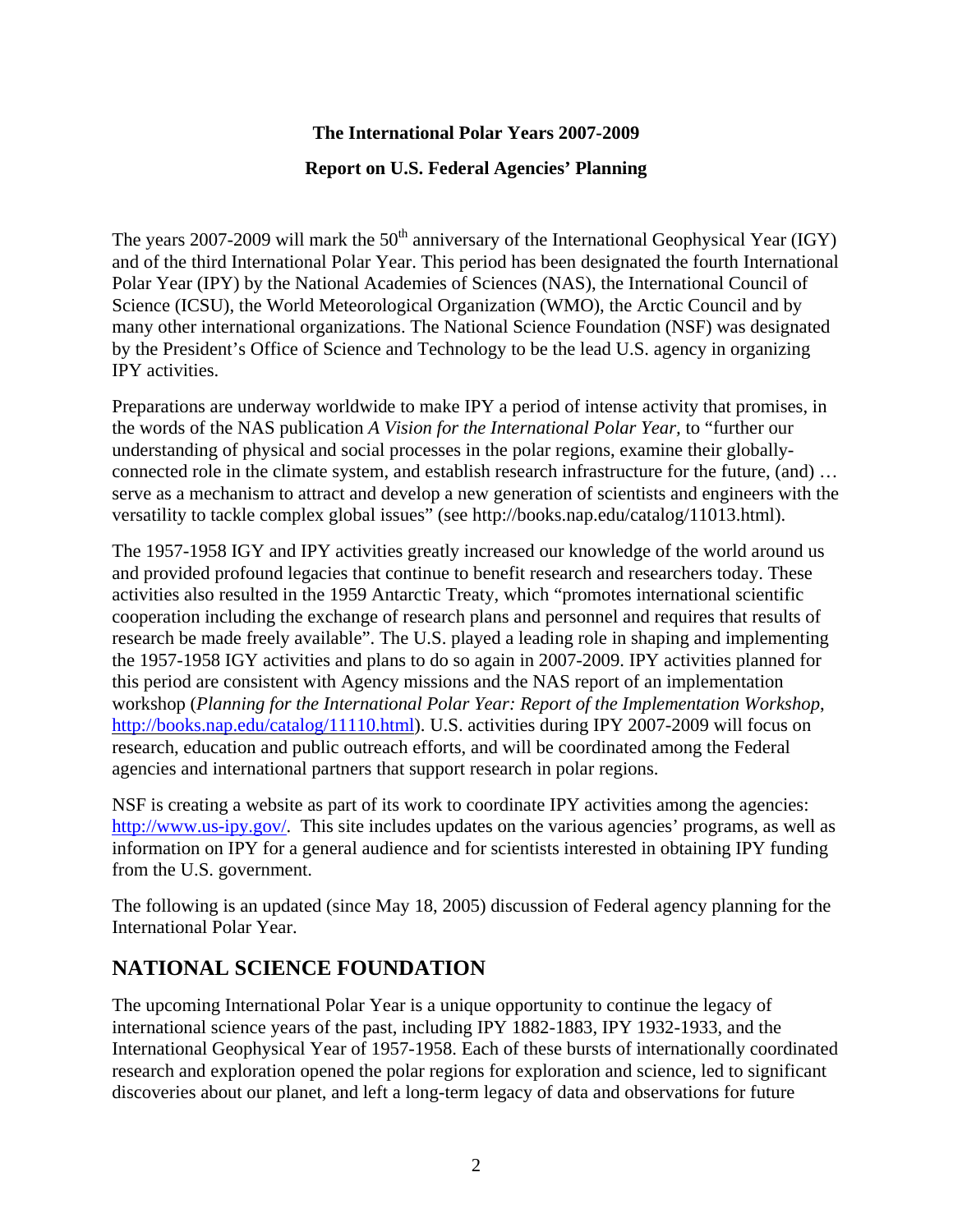**The International Polar Years 2007-2009**

**Report on U.S. Federal Agencies' Planning**

The years 2007-2009 will mark the 50$^{th}$ anniversary of the International Geophysical Year (IGY) and of the third International Polar Year. This period has been designated the fourth International Polar Year (IPY) by the National Academies of Sciences (NAS), the International Council of Science (ICSU), the World Meteorological Organization (WMO), the Arctic Council and by many other international organizations. The National Science Foundation (NSF) was designated by the President's Office of Science and Technology to be the lead U.S. agency in organizing IPY activities.

Preparations are underway worldwide to make IPY a period of intense activity that promises, in the words of the NAS publication *A Vision for the International Polar Year*, to "further our understanding of physical and social processes in the polar regions, examine their globally-connected role in the climate system, and establish research infrastructure for the future, (and) … serve as a mechanism to attract and develop a new generation of scientists and engineers with the versatility to tackle complex global issues" (see http://books.nap.edu/catalog/11013.html).

The 1957-1958 IGY and IPY activities greatly increased our knowledge of the world around us and provided profound legacies that continue to benefit research and researchers today. These activities also resulted in the 1959 Antarctic Treaty, which "promotes international scientific cooperation including the exchange of research plans and personnel and requires that results of research be made freely available". The U.S. played a leading role in shaping and implementing the 1957-1958 IGY activities and plans to do so again in 2007-2009. IPY activities planned for this period are consistent with Agency missions and the NAS report of an implementation workshop (*Planning for the International Polar Year: Report of the Implementation Workshop*, http://books.nap.edu/catalog/11110.html). U.S. activities during IPY 2007-2009 will focus on research, education and public outreach efforts, and will be coordinated among the Federal agencies and international partners that support research in polar regions.

NSF is creating a website as part of its work to coordinate IPY activities among the agencies: http://www.us-ipy.gov/. This site includes updates on the various agencies' programs, as well as information on IPY for a general audience and for scientists interested in obtaining IPY funding from the U.S. government.

The following is an updated (since May 18, 2005) discussion of Federal agency planning for the International Polar Year.

## NATIONAL SCIENCE FOUNDATION

The upcoming International Polar Year is a unique opportunity to continue the legacy of international science years of the past, including IPY 1882-1883, IPY 1932-1933, and the International Geophysical Year of 1957-1958. Each of these bursts of internationally coordinated research and exploration opened the polar regions for exploration and science, led to significant discoveries about our planet, and left a long-term legacy of data and observations for future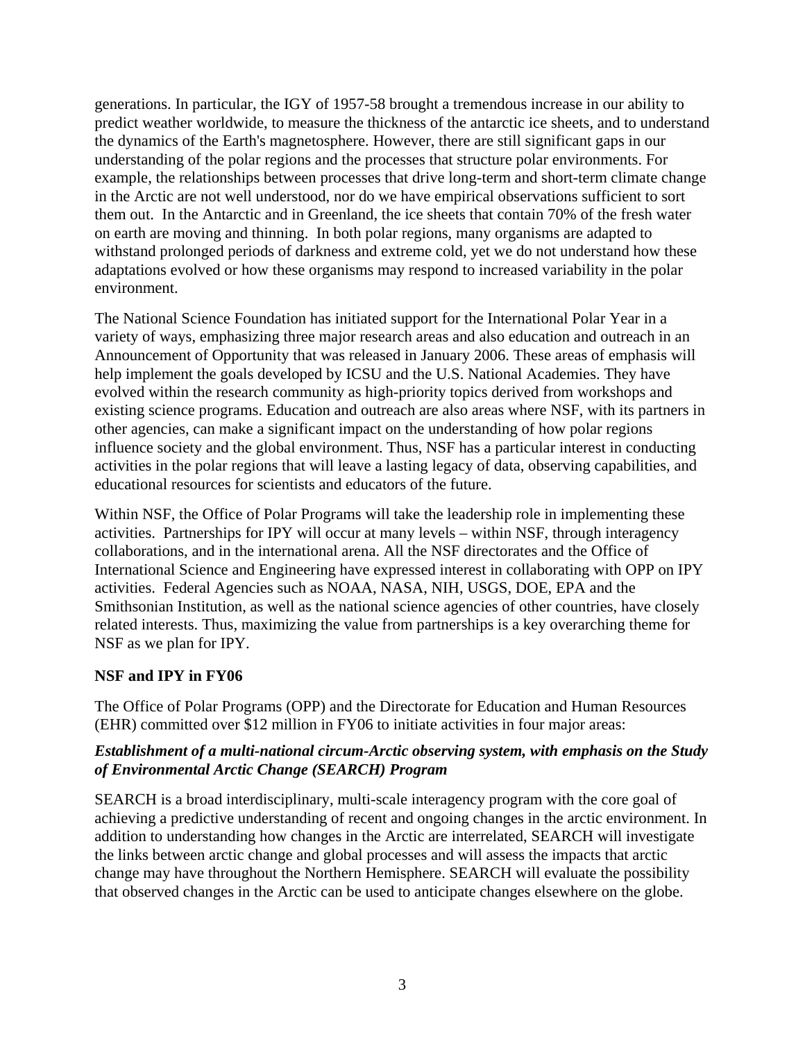generations. In particular, the IGY of 1957-58 brought a tremendous increase in our ability to predict weather worldwide, to measure the thickness of the antarctic ice sheets, and to understand the dynamics of the Earth's magnetosphere. However, there are still significant gaps in our understanding of the polar regions and the processes that structure polar environments. For example, the relationships between processes that drive long-term and short-term climate change in the Arctic are not well understood, nor do we have empirical observations sufficient to sort them out. In the Antarctic and in Greenland, the ice sheets that contain 70% of the fresh water on earth are moving and thinning. In both polar regions, many organisms are adapted to withstand prolonged periods of darkness and extreme cold, yet we do not understand how these adaptations evolved or how these organisms may respond to increased variability in the polar environment.

The National Science Foundation has initiated support for the International Polar Year in a variety of ways, emphasizing three major research areas and also education and outreach in an Announcement of Opportunity that was released in January 2006. These areas of emphasis will help implement the goals developed by ICSU and the U.S. National Academies. They have evolved within the research community as high-priority topics derived from workshops and existing science programs. Education and outreach are also areas where NSF, with its partners in other agencies, can make a significant impact on the understanding of how polar regions influence society and the global environment. Thus, NSF has a particular interest in conducting activities in the polar regions that will leave a lasting legacy of data, observing capabilities, and educational resources for scientists and educators of the future.

Within NSF, the Office of Polar Programs will take the leadership role in implementing these activities. Partnerships for IPY will occur at many levels – within NSF, through interagency collaborations, and in the international arena. All the NSF directorates and the Office of International Science and Engineering have expressed interest in collaborating with OPP on IPY activities. Federal Agencies such as NOAA, NASA, NIH, USGS, DOE, EPA and the Smithsonian Institution, as well as the national science agencies of other countries, have closely related interests. Thus, maximizing the value from partnerships is a key overarching theme for NSF as we plan for IPY.

**NSF and IPY in FY06**

The Office of Polar Programs (OPP) and the Directorate for Education and Human Resources (EHR) committed over $12 million in FY06 to initiate activities in four major areas:

***Establishment of a multi-national circum-Arctic observing system, with emphasis on the Study of Environmental Arctic Change (SEARCH) Program***

SEARCH is a broad interdisciplinary, multi-scale interagency program with the core goal of achieving a predictive understanding of recent and ongoing changes in the arctic environment. In addition to understanding how changes in the Arctic are interrelated, SEARCH will investigate the links between arctic change and global processes and will assess the impacts that arctic change may have throughout the Northern Hemisphere. SEARCH will evaluate the possibility that observed changes in the Arctic can be used to anticipate changes elsewhere on the globe.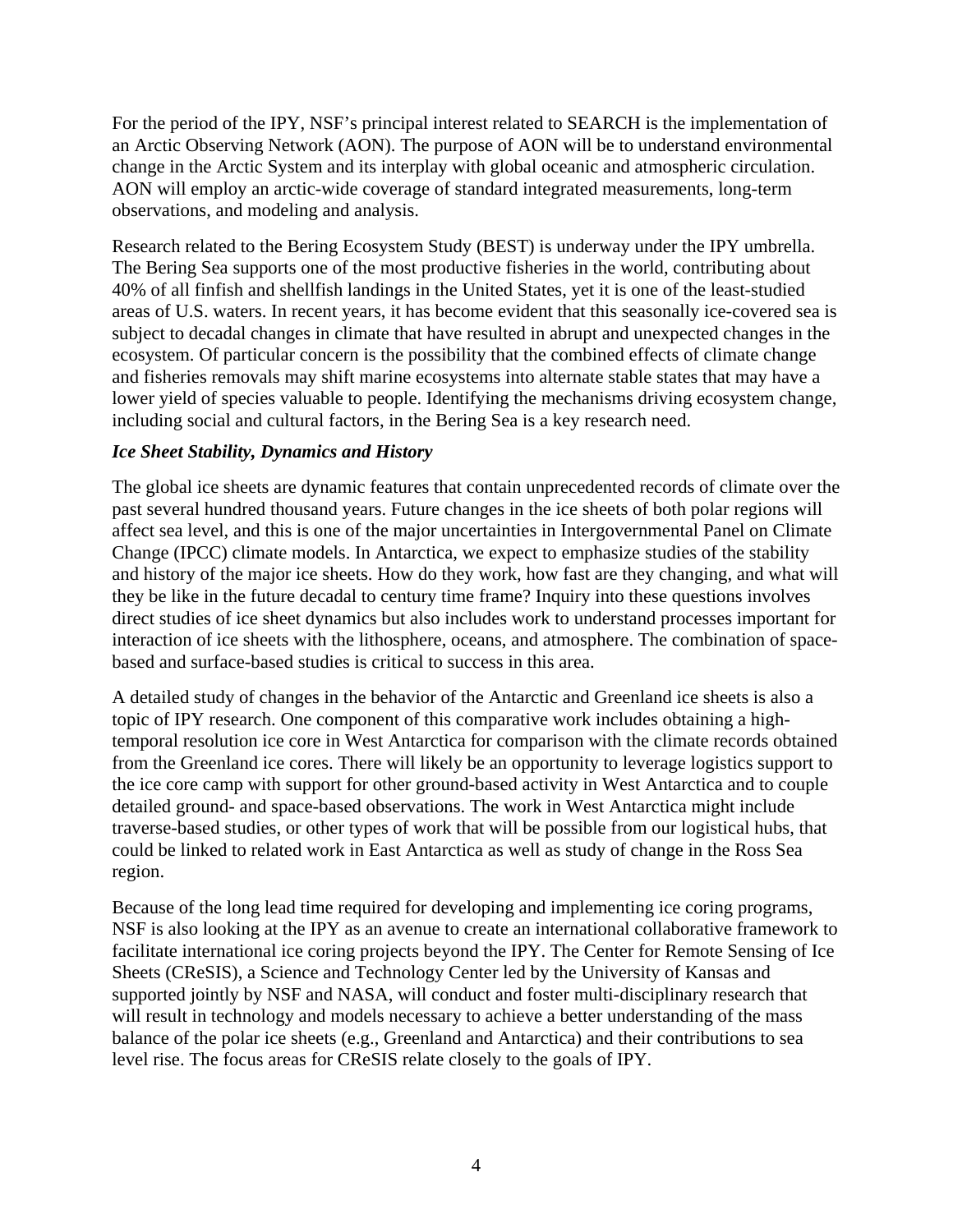For the period of the IPY, NSF's principal interest related to SEARCH is the implementation of an Arctic Observing Network (AON). The purpose of AON will be to understand environmental change in the Arctic System and its interplay with global oceanic and atmospheric circulation. AON will employ an arctic-wide coverage of standard integrated measurements, long-term observations, and modeling and analysis.

Research related to the Bering Ecosystem Study (BEST) is underway under the IPY umbrella. The Bering Sea supports one of the most productive fisheries in the world, contributing about 40% of all finfish and shellfish landings in the United States, yet it is one of the least-studied areas of U.S. waters. In recent years, it has become evident that this seasonally ice-covered sea is subject to decadal changes in climate that have resulted in abrupt and unexpected changes in the ecosystem. Of particular concern is the possibility that the combined effects of climate change and fisheries removals may shift marine ecosystems into alternate stable states that may have a lower yield of species valuable to people. Identifying the mechanisms driving ecosystem change, including social and cultural factors, in the Bering Sea is a key research need.

***Ice Sheet Stability, Dynamics and History***

The global ice sheets are dynamic features that contain unprecedented records of climate over the past several hundred thousand years. Future changes in the ice sheets of both polar regions will affect sea level, and this is one of the major uncertainties in Intergovernmental Panel on Climate Change (IPCC) climate models. In Antarctica, we expect to emphasize studies of the stability and history of the major ice sheets. How do they work, how fast are they changing, and what will they be like in the future decadal to century time frame? Inquiry into these questions involves direct studies of ice sheet dynamics but also includes work to understand processes important for interaction of ice sheets with the lithosphere, oceans, and atmosphere. The combination of space-based and surface-based studies is critical to success in this area.

A detailed study of changes in the behavior of the Antarctic and Greenland ice sheets is also a topic of IPY research. One component of this comparative work includes obtaining a high-temporal resolution ice core in West Antarctica for comparison with the climate records obtained from the Greenland ice cores. There will likely be an opportunity to leverage logistics support to the ice core camp with support for other ground-based activity in West Antarctica and to couple detailed ground- and space-based observations. The work in West Antarctica might include traverse-based studies, or other types of work that will be possible from our logistical hubs, that could be linked to related work in East Antarctica as well as study of change in the Ross Sea region.

Because of the long lead time required for developing and implementing ice coring programs, NSF is also looking at the IPY as an avenue to create an international collaborative framework to facilitate international ice coring projects beyond the IPY. The Center for Remote Sensing of Ice Sheets (CReSIS), a Science and Technology Center led by the University of Kansas and supported jointly by NSF and NASA, will conduct and foster multi-disciplinary research that will result in technology and models necessary to achieve a better understanding of the mass balance of the polar ice sheets (e.g., Greenland and Antarctica) and their contributions to sea level rise. The focus areas for CReSIS relate closely to the goals of IPY.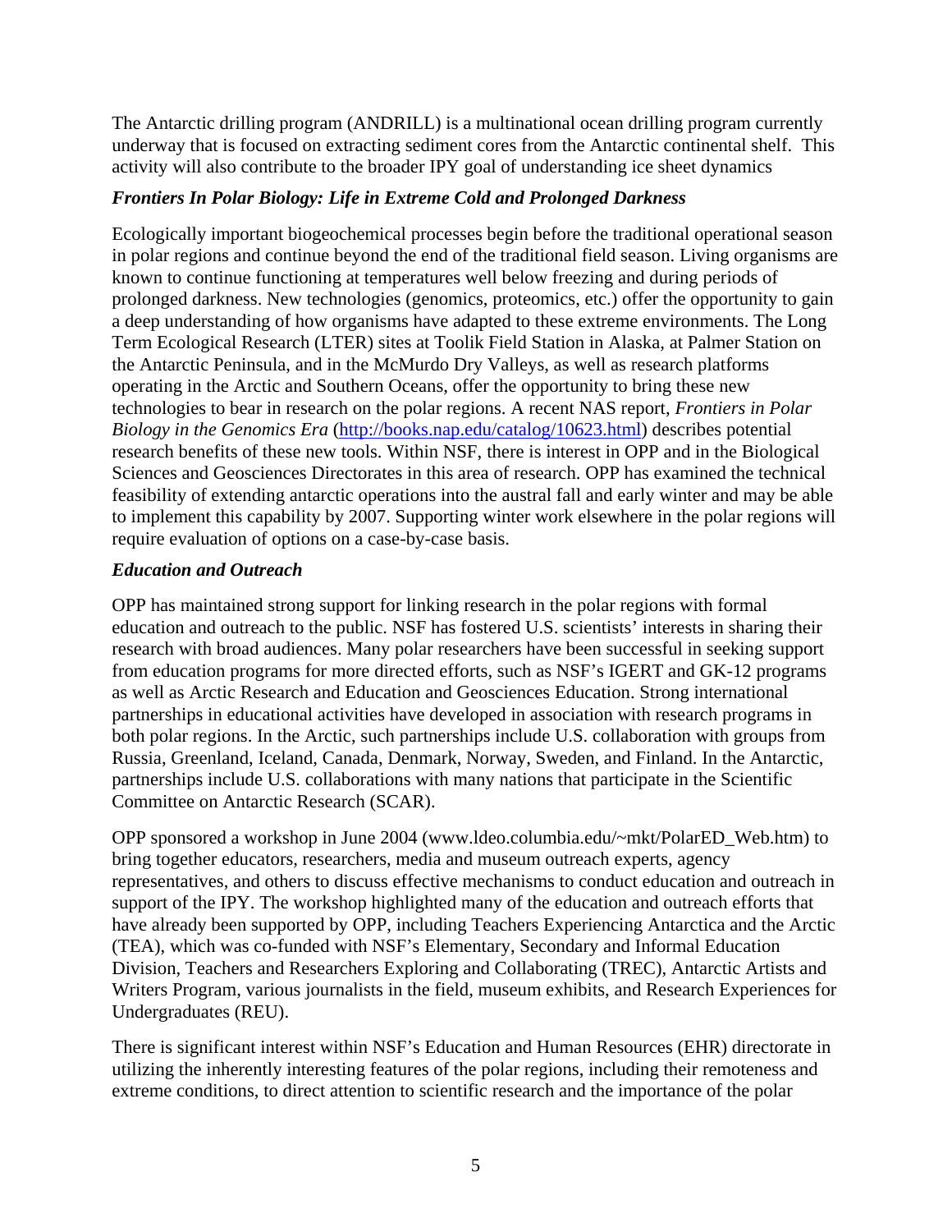The Antarctic drilling program (ANDRILL) is a multinational ocean drilling program currently underway that is focused on extracting sediment cores from the Antarctic continental shelf. This activity will also contribute to the broader IPY goal of understanding ice sheet dynamics

### *Frontiers In Polar Biology: Life in Extreme Cold and Prolonged Darkness*

Ecologically important biogeochemical processes begin before the traditional operational season in polar regions and continue beyond the end of the traditional field season. Living organisms are known to continue functioning at temperatures well below freezing and during periods of prolonged darkness. New technologies (genomics, proteomics, etc.) offer the opportunity to gain a deep understanding of how organisms have adapted to these extreme environments. The Long Term Ecological Research (LTER) sites at Toolik Field Station in Alaska, at Palmer Station on the Antarctic Peninsula, and in the McMurdo Dry Valleys, as well as research platforms operating in the Arctic and Southern Oceans, offer the opportunity to bring these new technologies to bear in research on the polar regions. A recent NAS report, *Frontiers in Polar Biology in the Genomics Era* (http://books.nap.edu/catalog/10623.html) describes potential research benefits of these new tools. Within NSF, there is interest in OPP and in the Biological Sciences and Geosciences Directorates in this area of research. OPP has examined the technical feasibility of extending antarctic operations into the austral fall and early winter and may be able to implement this capability by 2007. Supporting winter work elsewhere in the polar regions will require evaluation of options on a case-by-case basis.

### *Education and Outreach*

OPP has maintained strong support for linking research in the polar regions with formal education and outreach to the public. NSF has fostered U.S. scientists' interests in sharing their research with broad audiences. Many polar researchers have been successful in seeking support from education programs for more directed efforts, such as NSF's IGERT and GK-12 programs as well as Arctic Research and Education and Geosciences Education. Strong international partnerships in educational activities have developed in association with research programs in both polar regions. In the Arctic, such partnerships include U.S. collaboration with groups from Russia, Greenland, Iceland, Canada, Denmark, Norway, Sweden, and Finland. In the Antarctic, partnerships include U.S. collaborations with many nations that participate in the Scientific Committee on Antarctic Research (SCAR).

OPP sponsored a workshop in June 2004 (www.ldeo.columbia.edu/~mkt/PolarED_Web.htm) to bring together educators, researchers, media and museum outreach experts, agency representatives, and others to discuss effective mechanisms to conduct education and outreach in support of the IPY. The workshop highlighted many of the education and outreach efforts that have already been supported by OPP, including Teachers Experiencing Antarctica and the Arctic (TEA), which was co-funded with NSF's Elementary, Secondary and Informal Education Division, Teachers and Researchers Exploring and Collaborating (TREC), Antarctic Artists and Writers Program, various journalists in the field, museum exhibits, and Research Experiences for Undergraduates (REU).

There is significant interest within NSF's Education and Human Resources (EHR) directorate in utilizing the inherently interesting features of the polar regions, including their remoteness and extreme conditions, to direct attention to scientific research and the importance of the polar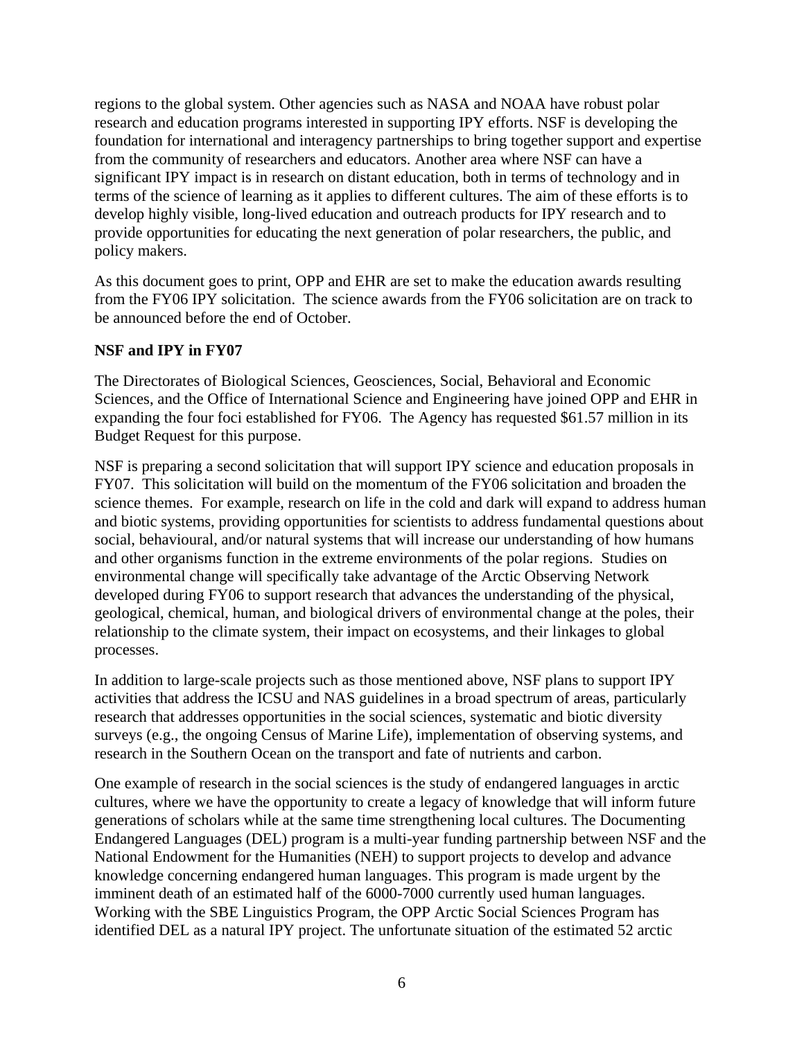regions to the global system. Other agencies such as NASA and NOAA have robust polar research and education programs interested in supporting IPY efforts. NSF is developing the foundation for international and interagency partnerships to bring together support and expertise from the community of researchers and educators. Another area where NSF can have a significant IPY impact is in research on distant education, both in terms of technology and in terms of the science of learning as it applies to different cultures. The aim of these efforts is to develop highly visible, long-lived education and outreach products for IPY research and to provide opportunities for educating the next generation of polar researchers, the public, and policy makers.

As this document goes to print, OPP and EHR are set to make the education awards resulting from the FY06 IPY solicitation. The science awards from the FY06 solicitation are on track to be announced before the end of October.

**NSF and IPY in FY07**

The Directorates of Biological Sciences, Geosciences, Social, Behavioral and Economic Sciences, and the Office of International Science and Engineering have joined OPP and EHR in expanding the four foci established for FY06. The Agency has requested $61.57 million in its Budget Request for this purpose.

NSF is preparing a second solicitation that will support IPY science and education proposals in FY07. This solicitation will build on the momentum of the FY06 solicitation and broaden the science themes. For example, research on life in the cold and dark will expand to address human and biotic systems, providing opportunities for scientists to address fundamental questions about social, behavioural, and/or natural systems that will increase our understanding of how humans and other organisms function in the extreme environments of the polar regions. Studies on environmental change will specifically take advantage of the Arctic Observing Network developed during FY06 to support research that advances the understanding of the physical, geological, chemical, human, and biological drivers of environmental change at the poles, their relationship to the climate system, their impact on ecosystems, and their linkages to global processes.

In addition to large-scale projects such as those mentioned above, NSF plans to support IPY activities that address the ICSU and NAS guidelines in a broad spectrum of areas, particularly research that addresses opportunities in the social sciences, systematic and biotic diversity surveys (e.g., the ongoing Census of Marine Life), implementation of observing systems, and research in the Southern Ocean on the transport and fate of nutrients and carbon.

One example of research in the social sciences is the study of endangered languages in arctic cultures, where we have the opportunity to create a legacy of knowledge that will inform future generations of scholars while at the same time strengthening local cultures. The Documenting Endangered Languages (DEL) program is a multi-year funding partnership between NSF and the National Endowment for the Humanities (NEH) to support projects to develop and advance knowledge concerning endangered human languages. This program is made urgent by the imminent death of an estimated half of the 6000-7000 currently used human languages. Working with the SBE Linguistics Program, the OPP Arctic Social Sciences Program has identified DEL as a natural IPY project. The unfortunate situation of the estimated 52 arctic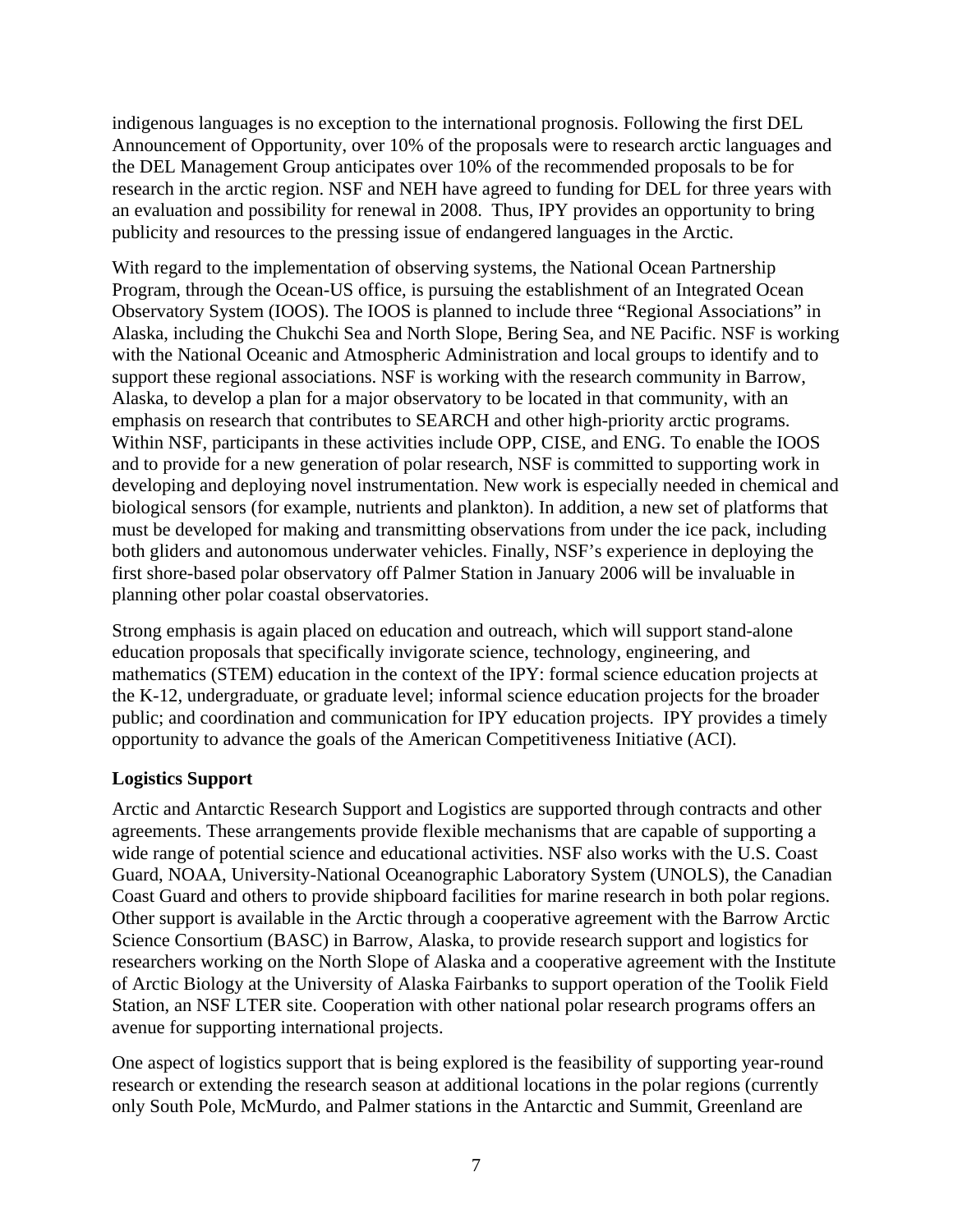indigenous languages is no exception to the international prognosis. Following the first DEL Announcement of Opportunity, over 10% of the proposals were to research arctic languages and the DEL Management Group anticipates over 10% of the recommended proposals to be for research in the arctic region. NSF and NEH have agreed to funding for DEL for three years with an evaluation and possibility for renewal in 2008. Thus, IPY provides an opportunity to bring publicity and resources to the pressing issue of endangered languages in the Arctic.

With regard to the implementation of observing systems, the National Ocean Partnership Program, through the Ocean-US office, is pursuing the establishment of an Integrated Ocean Observatory System (IOOS). The IOOS is planned to include three "Regional Associations" in Alaska, including the Chukchi Sea and North Slope, Bering Sea, and NE Pacific. NSF is working with the National Oceanic and Atmospheric Administration and local groups to identify and to support these regional associations. NSF is working with the research community in Barrow, Alaska, to develop a plan for a major observatory to be located in that community, with an emphasis on research that contributes to SEARCH and other high-priority arctic programs. Within NSF, participants in these activities include OPP, CISE, and ENG. To enable the IOOS and to provide for a new generation of polar research, NSF is committed to supporting work in developing and deploying novel instrumentation. New work is especially needed in chemical and biological sensors (for example, nutrients and plankton). In addition, a new set of platforms that must be developed for making and transmitting observations from under the ice pack, including both gliders and autonomous underwater vehicles. Finally, NSF's experience in deploying the first shore-based polar observatory off Palmer Station in January 2006 will be invaluable in planning other polar coastal observatories.

Strong emphasis is again placed on education and outreach, which will support stand-alone education proposals that specifically invigorate science, technology, engineering, and mathematics (STEM) education in the context of the IPY: formal science education projects at the K-12, undergraduate, or graduate level; informal science education projects for the broader public; and coordination and communication for IPY education projects. IPY provides a timely opportunity to advance the goals of the American Competitiveness Initiative (ACI).

**Logistics Support**

Arctic and Antarctic Research Support and Logistics are supported through contracts and other agreements. These arrangements provide flexible mechanisms that are capable of supporting a wide range of potential science and educational activities. NSF also works with the U.S. Coast Guard, NOAA, University-National Oceanographic Laboratory System (UNOLS), the Canadian Coast Guard and others to provide shipboard facilities for marine research in both polar regions. Other support is available in the Arctic through a cooperative agreement with the Barrow Arctic Science Consortium (BASC) in Barrow, Alaska, to provide research support and logistics for researchers working on the North Slope of Alaska and a cooperative agreement with the Institute of Arctic Biology at the University of Alaska Fairbanks to support operation of the Toolik Field Station, an NSF LTER site. Cooperation with other national polar research programs offers an avenue for supporting international projects.

One aspect of logistics support that is being explored is the feasibility of supporting year-round research or extending the research season at additional locations in the polar regions (currently only South Pole, McMurdo, and Palmer stations in the Antarctic and Summit, Greenland are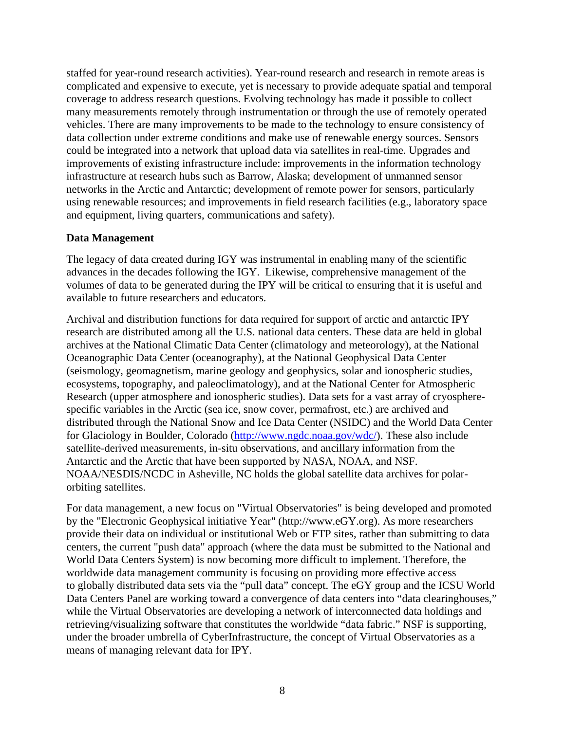staffed for year-round research activities). Year-round research and research in remote areas is complicated and expensive to execute, yet is necessary to provide adequate spatial and temporal coverage to address research questions. Evolving technology has made it possible to collect many measurements remotely through instrumentation or through the use of remotely operated vehicles. There are many improvements to be made to the technology to ensure consistency of data collection under extreme conditions and make use of renewable energy sources. Sensors could be integrated into a network that upload data via satellites in real-time. Upgrades and improvements of existing infrastructure include: improvements in the information technology infrastructure at research hubs such as Barrow, Alaska; development of unmanned sensor networks in the Arctic and Antarctic; development of remote power for sensors, particularly using renewable resources; and improvements in field research facilities (e.g., laboratory space and equipment, living quarters, communications and safety).

**Data Management**

The legacy of data created during IGY was instrumental in enabling many of the scientific advances in the decades following the IGY. Likewise, comprehensive management of the volumes of data to be generated during the IPY will be critical to ensuring that it is useful and available to future researchers and educators.

Archival and distribution functions for data required for support of arctic and antarctic IPY research are distributed among all the U.S. national data centers. These data are held in global archives at the National Climatic Data Center (climatology and meteorology), at the National Oceanographic Data Center (oceanography), at the National Geophysical Data Center (seismology, geomagnetism, marine geology and geophysics, solar and ionospheric studies, ecosystems, topography, and paleoclimatology), and at the National Center for Atmospheric Research (upper atmosphere and ionospheric studies). Data sets for a vast array of cryosphere-specific variables in the Arctic (sea ice, snow cover, permafrost, etc.) are archived and distributed through the National Snow and Ice Data Center (NSIDC) and the World Data Center for Glaciology in Boulder, Colorado (http://www.ngdc.noaa.gov/wdc/). These also include satellite-derived measurements, in-situ observations, and ancillary information from the Antarctic and the Arctic that have been supported by NASA, NOAA, and NSF. NOAA/NESDIS/NCDC in Asheville, NC holds the global satellite data archives for polar-orbiting satellites.

For data management, a new focus on "Virtual Observatories" is being developed and promoted by the "Electronic Geophysical initiative Year" (http://www.eGY.org). As more researchers provide their data on individual or institutional Web or FTP sites, rather than submitting to data centers, the current "push data" approach (where the data must be submitted to the National and World Data Centers System) is now becoming more difficult to implement. Therefore, the worldwide data management community is focusing on providing more effective access to globally distributed data sets via the "pull data" concept. The eGY group and the ICSU World Data Centers Panel are working toward a convergence of data centers into "data clearinghouses," while the Virtual Observatories are developing a network of interconnected data holdings and retrieving/visualizing software that constitutes the worldwide "data fabric." NSF is supporting, under the broader umbrella of CyberInfrastructure, the concept of Virtual Observatories as a means of managing relevant data for IPY.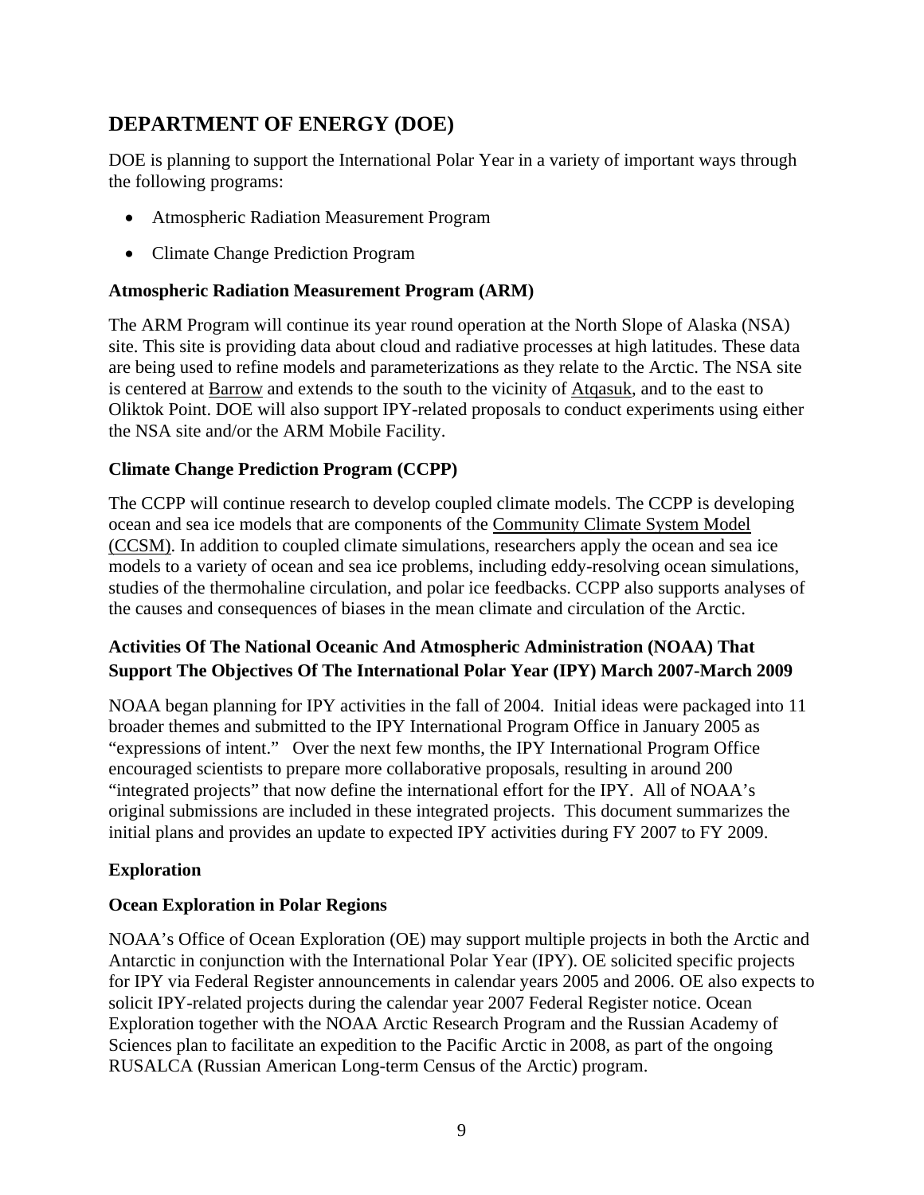## DEPARTMENT OF ENERGY (DOE)

DOE is planning to support the International Polar Year in a variety of important ways through the following programs:

- Atmospheric Radiation Measurement Program
- Climate Change Prediction Program

### Atmospheric Radiation Measurement Program (ARM)

The ARM Program will continue its year round operation at the North Slope of Alaska (NSA) site. This site is providing data about cloud and radiative processes at high latitudes. These data are being used to refine models and parameterizations as they relate to the Arctic. The NSA site is centered at Barrow and extends to the south to the vicinity of Atqasuk, and to the east to Oliktok Point. DOE will also support IPY-related proposals to conduct experiments using either the NSA site and/or the ARM Mobile Facility.

### Climate Change Prediction Program (CCPP)

The CCPP will continue research to develop coupled climate models. The CCPP is developing ocean and sea ice models that are components of the Community Climate System Model (CCSM). In addition to coupled climate simulations, researchers apply the ocean and sea ice models to a variety of ocean and sea ice problems, including eddy-resolving ocean simulations, studies of the thermohaline circulation, and polar ice feedbacks. CCPP also supports analyses of the causes and consequences of biases in the mean climate and circulation of the Arctic.

### Activities Of The National Oceanic And Atmospheric Administration (NOAA) That Support The Objectives Of The International Polar Year (IPY) March 2007-March 2009

NOAA began planning for IPY activities in the fall of 2004. Initial ideas were packaged into 11 broader themes and submitted to the IPY International Program Office in January 2005 as "expressions of intent." Over the next few months, the IPY International Program Office encouraged scientists to prepare more collaborative proposals, resulting in around 200 "integrated projects" that now define the international effort for the IPY. All of NOAA's original submissions are included in these integrated projects. This document summarizes the initial plans and provides an update to expected IPY activities during FY 2007 to FY 2009.

### Exploration

### Ocean Exploration in Polar Regions

NOAA's Office of Ocean Exploration (OE) may support multiple projects in both the Arctic and Antarctic in conjunction with the International Polar Year (IPY). OE solicited specific projects for IPY via Federal Register announcements in calendar years 2005 and 2006. OE also expects to solicit IPY-related projects during the calendar year 2007 Federal Register notice. Ocean Exploration together with the NOAA Arctic Research Program and the Russian Academy of Sciences plan to facilitate an expedition to the Pacific Arctic in 2008, as part of the ongoing RUSALCA (Russian American Long-term Census of the Arctic) program.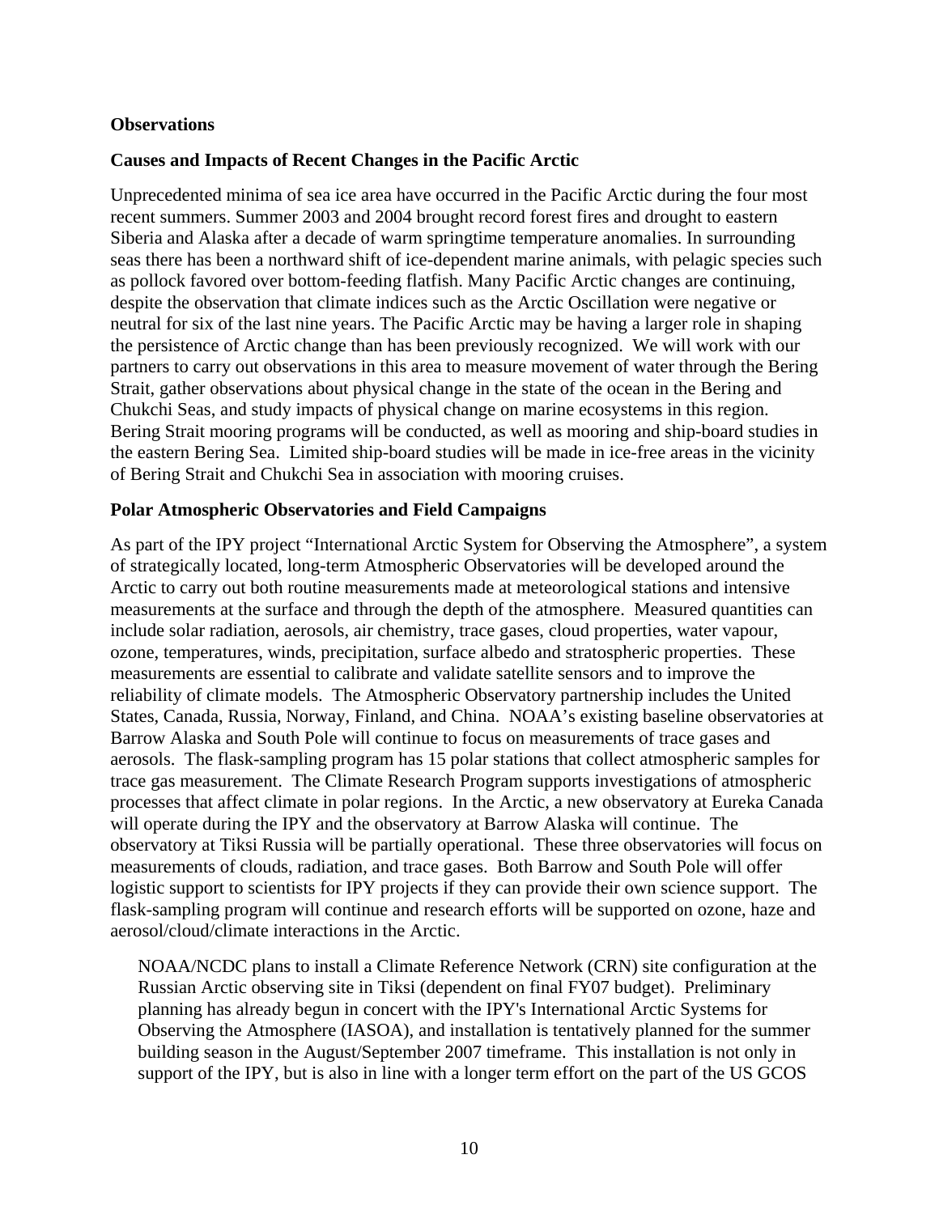## Observations

### Causes and Impacts of Recent Changes in the Pacific Arctic

Unprecedented minima of sea ice area have occurred in the Pacific Arctic during the four most recent summers. Summer 2003 and 2004 brought record forest fires and drought to eastern Siberia and Alaska after a decade of warm springtime temperature anomalies. In surrounding seas there has been a northward shift of ice-dependent marine animals, with pelagic species such as pollock favored over bottom-feeding flatfish. Many Pacific Arctic changes are continuing, despite the observation that climate indices such as the Arctic Oscillation were negative or neutral for six of the last nine years. The Pacific Arctic may be having a larger role in shaping the persistence of Arctic change than has been previously recognized. We will work with our partners to carry out observations in this area to measure movement of water through the Bering Strait, gather observations about physical change in the state of the ocean in the Bering and Chukchi Seas, and study impacts of physical change on marine ecosystems in this region. Bering Strait mooring programs will be conducted, as well as mooring and ship-board studies in the eastern Bering Sea. Limited ship-board studies will be made in ice-free areas in the vicinity of Bering Strait and Chukchi Sea in association with mooring cruises.

### Polar Atmospheric Observatories and Field Campaigns

As part of the IPY project "International Arctic System for Observing the Atmosphere", a system of strategically located, long-term Atmospheric Observatories will be developed around the Arctic to carry out both routine measurements made at meteorological stations and intensive measurements at the surface and through the depth of the atmosphere. Measured quantities can include solar radiation, aerosols, air chemistry, trace gases, cloud properties, water vapour, ozone, temperatures, winds, precipitation, surface albedo and stratospheric properties. These measurements are essential to calibrate and validate satellite sensors and to improve the reliability of climate models. The Atmospheric Observatory partnership includes the United States, Canada, Russia, Norway, Finland, and China. NOAA's existing baseline observatories at Barrow Alaska and South Pole will continue to focus on measurements of trace gases and aerosols. The flask-sampling program has 15 polar stations that collect atmospheric samples for trace gas measurement. The Climate Research Program supports investigations of atmospheric processes that affect climate in polar regions. In the Arctic, a new observatory at Eureka Canada will operate during the IPY and the observatory at Barrow Alaska will continue. The observatory at Tiksi Russia will be partially operational. These three observatories will focus on measurements of clouds, radiation, and trace gases. Both Barrow and South Pole will offer logistic support to scientists for IPY projects if they can provide their own science support. The flask-sampling program will continue and research efforts will be supported on ozone, haze and aerosol/cloud/climate interactions in the Arctic.

NOAA/NCDC plans to install a Climate Reference Network (CRN) site configuration at the Russian Arctic observing site in Tiksi (dependent on final FY07 budget). Preliminary planning has already begun in concert with the IPY's International Arctic Systems for Observing the Atmosphere (IASOA), and installation is tentatively planned for the summer building season in the August/September 2007 timeframe. This installation is not only in support of the IPY, but is also in line with a longer term effort on the part of the US GCOS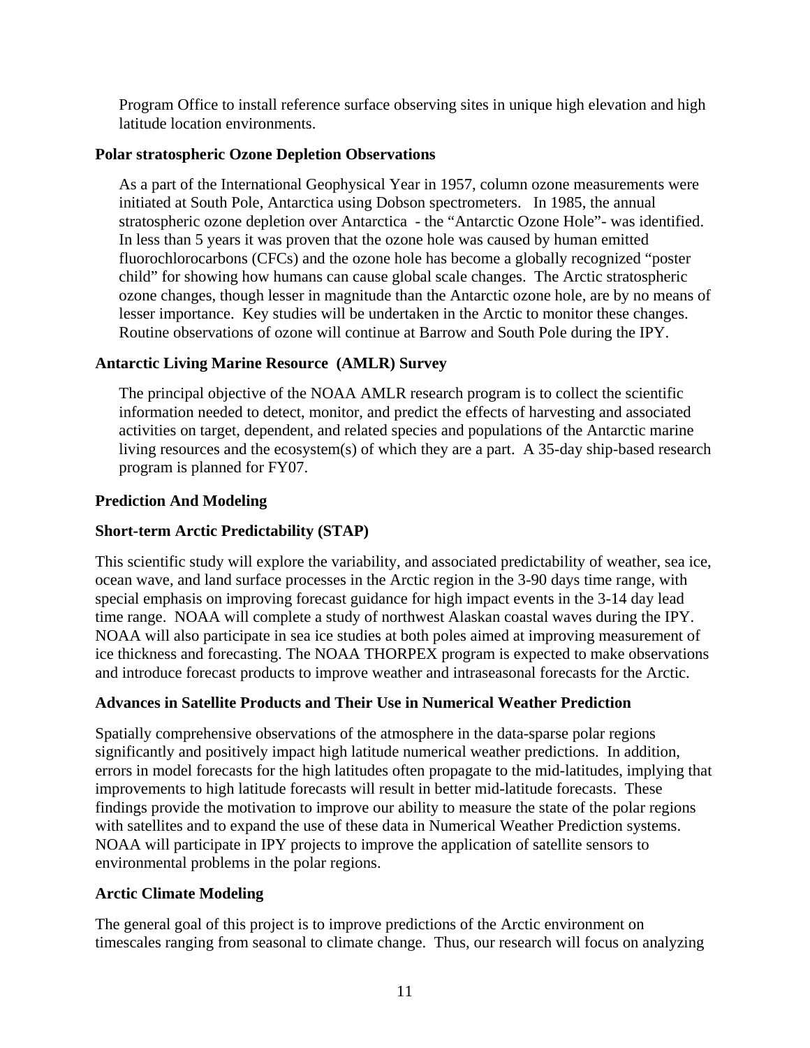Program Office to install reference surface observing sites in unique high elevation and high latitude location environments.

**Polar stratospheric Ozone Depletion Observations**

As a part of the International Geophysical Year in 1957, column ozone measurements were initiated at South Pole, Antarctica using Dobson spectrometers. In 1985, the annual stratospheric ozone depletion over Antarctica - the "Antarctic Ozone Hole"- was identified. In less than 5 years it was proven that the ozone hole was caused by human emitted fluorochlorocarbons (CFCs) and the ozone hole has become a globally recognized "poster child" for showing how humans can cause global scale changes. The Arctic stratospheric ozone changes, though lesser in magnitude than the Antarctic ozone hole, are by no means of lesser importance. Key studies will be undertaken in the Arctic to monitor these changes. Routine observations of ozone will continue at Barrow and South Pole during the IPY.

**Antarctic Living Marine Resource (AMLR) Survey**

The principal objective of the NOAA AMLR research program is to collect the scientific information needed to detect, monitor, and predict the effects of harvesting and associated activities on target, dependent, and related species and populations of the Antarctic marine living resources and the ecosystem(s) of which they are a part. A 35-day ship-based research program is planned for FY07.

**Prediction And Modeling**

**Short-term Arctic Predictability (STAP)**

This scientific study will explore the variability, and associated predictability of weather, sea ice, ocean wave, and land surface processes in the Arctic region in the 3-90 days time range, with special emphasis on improving forecast guidance for high impact events in the 3-14 day lead time range. NOAA will complete a study of northwest Alaskan coastal waves during the IPY. NOAA will also participate in sea ice studies at both poles aimed at improving measurement of ice thickness and forecasting. The NOAA THORPEX program is expected to make observations and introduce forecast products to improve weather and intraseasonal forecasts for the Arctic.

**Advances in Satellite Products and Their Use in Numerical Weather Prediction**

Spatially comprehensive observations of the atmosphere in the data-sparse polar regions significantly and positively impact high latitude numerical weather predictions. In addition, errors in model forecasts for the high latitudes often propagate to the mid-latitudes, implying that improvements to high latitude forecasts will result in better mid-latitude forecasts. These findings provide the motivation to improve our ability to measure the state of the polar regions with satellites and to expand the use of these data in Numerical Weather Prediction systems. NOAA will participate in IPY projects to improve the application of satellite sensors to environmental problems in the polar regions.

**Arctic Climate Modeling**

The general goal of this project is to improve predictions of the Arctic environment on timescales ranging from seasonal to climate change. Thus, our research will focus on analyzing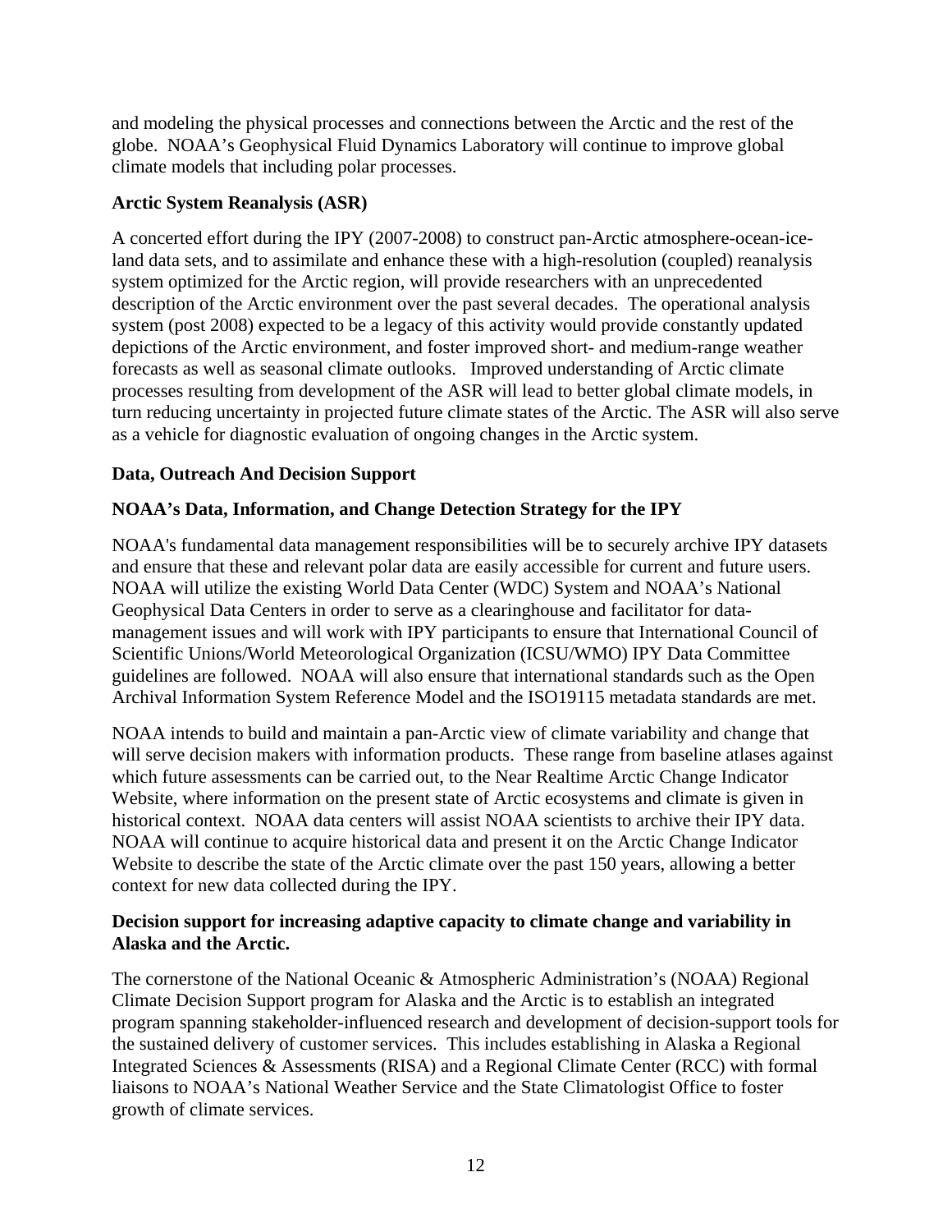and modeling the physical processes and connections between the Arctic and the rest of the globe. NOAA's Geophysical Fluid Dynamics Laboratory will continue to improve global climate models that including polar processes.

**Arctic System Reanalysis (ASR)**

A concerted effort during the IPY (2007-2008) to construct pan-Arctic atmosphere-ocean-ice-land data sets, and to assimilate and enhance these with a high-resolution (coupled) reanalysis system optimized for the Arctic region, will provide researchers with an unprecedented description of the Arctic environment over the past several decades. The operational analysis system (post 2008) expected to be a legacy of this activity would provide constantly updated depictions of the Arctic environment, and foster improved short- and medium-range weather forecasts as well as seasonal climate outlooks. Improved understanding of Arctic climate processes resulting from development of the ASR will lead to better global climate models, in turn reducing uncertainty in projected future climate states of the Arctic. The ASR will also serve as a vehicle for diagnostic evaluation of ongoing changes in the Arctic system.

**Data, Outreach And Decision Support**

**NOAA's Data, Information, and Change Detection Strategy for the IPY**

NOAA's fundamental data management responsibilities will be to securely archive IPY datasets and ensure that these and relevant polar data are easily accessible for current and future users. NOAA will utilize the existing World Data Center (WDC) System and NOAA's National Geophysical Data Centers in order to serve as a clearinghouse and facilitator for data-management issues and will work with IPY participants to ensure that International Council of Scientific Unions/World Meteorological Organization (ICSU/WMO) IPY Data Committee guidelines are followed. NOAA will also ensure that international standards such as the Open Archival Information System Reference Model and the ISO19115 metadata standards are met.

NOAA intends to build and maintain a pan-Arctic view of climate variability and change that will serve decision makers with information products. These range from baseline atlases against which future assessments can be carried out, to the Near Realtime Arctic Change Indicator Website, where information on the present state of Arctic ecosystems and climate is given in historical context. NOAA data centers will assist NOAA scientists to archive their IPY data. NOAA will continue to acquire historical data and present it on the Arctic Change Indicator Website to describe the state of the Arctic climate over the past 150 years, allowing a better context for new data collected during the IPY.

**Decision support for increasing adaptive capacity to climate change and variability in Alaska and the Arctic.**

The cornerstone of the National Oceanic & Atmospheric Administration's (NOAA) Regional Climate Decision Support program for Alaska and the Arctic is to establish an integrated program spanning stakeholder-influenced research and development of decision-support tools for the sustained delivery of customer services. This includes establishing in Alaska a Regional Integrated Sciences & Assessments (RISA) and a Regional Climate Center (RCC) with formal liaisons to NOAA's National Weather Service and the State Climatologist Office to foster growth of climate services.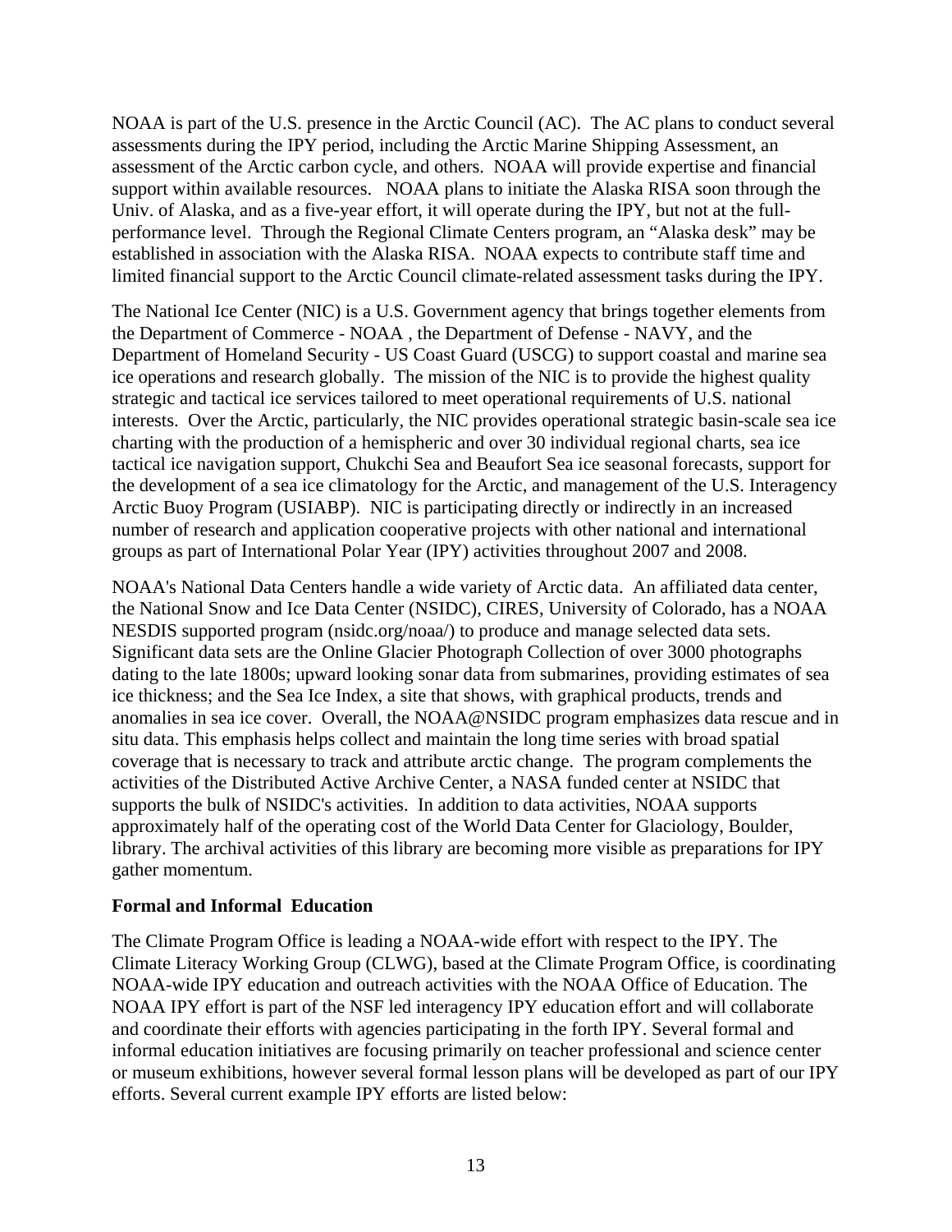NOAA is part of the U.S. presence in the Arctic Council (AC). The AC plans to conduct several assessments during the IPY period, including the Arctic Marine Shipping Assessment, an assessment of the Arctic carbon cycle, and others. NOAA will provide expertise and financial support within available resources. NOAA plans to initiate the Alaska RISA soon through the Univ. of Alaska, and as a five-year effort, it will operate during the IPY, but not at the full-performance level. Through the Regional Climate Centers program, an "Alaska desk" may be established in association with the Alaska RISA. NOAA expects to contribute staff time and limited financial support to the Arctic Council climate-related assessment tasks during the IPY.

The National Ice Center (NIC) is a U.S. Government agency that brings together elements from the Department of Commerce - NOAA , the Department of Defense - NAVY, and the Department of Homeland Security - US Coast Guard (USCG) to support coastal and marine sea ice operations and research globally. The mission of the NIC is to provide the highest quality strategic and tactical ice services tailored to meet operational requirements of U.S. national interests. Over the Arctic, particularly, the NIC provides operational strategic basin-scale sea ice charting with the production of a hemispheric and over 30 individual regional charts, sea ice tactical ice navigation support, Chukchi Sea and Beaufort Sea ice seasonal forecasts, support for the development of a sea ice climatology for the Arctic, and management of the U.S. Interagency Arctic Buoy Program (USIABP). NIC is participating directly or indirectly in an increased number of research and application cooperative projects with other national and international groups as part of International Polar Year (IPY) activities throughout 2007 and 2008.

NOAA's National Data Centers handle a wide variety of Arctic data. An affiliated data center, the National Snow and Ice Data Center (NSIDC), CIRES, University of Colorado, has a NOAA NESDIS supported program (nsidc.org/noaa/) to produce and manage selected data sets. Significant data sets are the Online Glacier Photograph Collection of over 3000 photographs dating to the late 1800s; upward looking sonar data from submarines, providing estimates of sea ice thickness; and the Sea Ice Index, a site that shows, with graphical products, trends and anomalies in sea ice cover. Overall, the NOAA@NSIDC program emphasizes data rescue and in situ data. This emphasis helps collect and maintain the long time series with broad spatial coverage that is necessary to track and attribute arctic change. The program complements the activities of the Distributed Active Archive Center, a NASA funded center at NSIDC that supports the bulk of NSIDC's activities. In addition to data activities, NOAA supports approximately half of the operating cost of the World Data Center for Glaciology, Boulder, library. The archival activities of this library are becoming more visible as preparations for IPY gather momentum.

**Formal and Informal Education**

The Climate Program Office is leading a NOAA-wide effort with respect to the IPY. The Climate Literacy Working Group (CLWG), based at the Climate Program Office, is coordinating NOAA-wide IPY education and outreach activities with the NOAA Office of Education. The NOAA IPY effort is part of the NSF led interagency IPY education effort and will collaborate and coordinate their efforts with agencies participating in the forth IPY. Several formal and informal education initiatives are focusing primarily on teacher professional and science center or museum exhibitions, however several formal lesson plans will be developed as part of our IPY efforts. Several current example IPY efforts are listed below: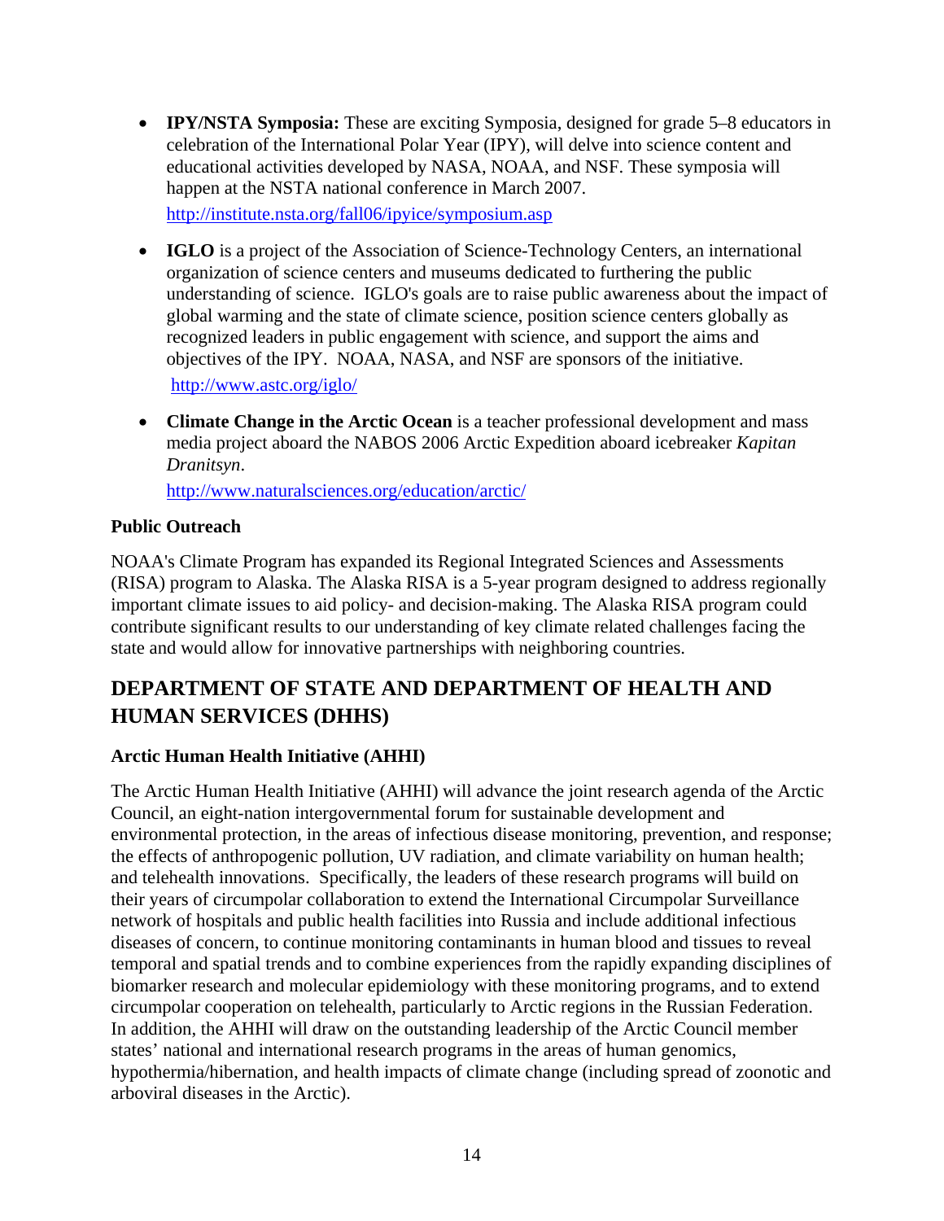- **IPY/NSTA Symposia:** These are exciting Symposia, designed for grade 5–8 educators in celebration of the International Polar Year (IPY), will delve into science content and educational activities developed by NASA, NOAA, and NSF. These symposia will happen at the NSTA national conference in March 2007.

  http://institute.nsta.org/fall06/ipyice/symposium.asp

- **IGLO** is a project of the Association of Science-Technology Centers, an international organization of science centers and museums dedicated to furthering the public understanding of science. IGLO's goals are to raise public awareness about the impact of global warming and the state of climate science, position science centers globally as recognized leaders in public engagement with science, and support the aims and objectives of the IPY. NOAA, NASA, and NSF are sponsors of the initiative.

  http://www.astc.org/iglo/

- **Climate Change in the Arctic Ocean** is a teacher professional development and mass media project aboard the NABOS 2006 Arctic Expedition aboard icebreaker *Kapitan Dranitsyn*.

  http://www.naturalsciences.org/education/arctic/

**Public Outreach**

NOAA's Climate Program has expanded its Regional Integrated Sciences and Assessments (RISA) program to Alaska. The Alaska RISA is a 5-year program designed to address regionally important climate issues to aid policy- and decision-making. The Alaska RISA program could contribute significant results to our understanding of key climate related challenges facing the state and would allow for innovative partnerships with neighboring countries.

## DEPARTMENT OF STATE AND DEPARTMENT OF HEALTH AND HUMAN SERVICES (DHHS)

**Arctic Human Health Initiative (AHHI)**

The Arctic Human Health Initiative (AHHI) will advance the joint research agenda of the Arctic Council, an eight-nation intergovernmental forum for sustainable development and environmental protection, in the areas of infectious disease monitoring, prevention, and response; the effects of anthropogenic pollution, UV radiation, and climate variability on human health; and telehealth innovations. Specifically, the leaders of these research programs will build on their years of circumpolar collaboration to extend the International Circumpolar Surveillance network of hospitals and public health facilities into Russia and include additional infectious diseases of concern, to continue monitoring contaminants in human blood and tissues to reveal temporal and spatial trends and to combine experiences from the rapidly expanding disciplines of biomarker research and molecular epidemiology with these monitoring programs, and to extend circumpolar cooperation on telehealth, particularly to Arctic regions in the Russian Federation. In addition, the AHHI will draw on the outstanding leadership of the Arctic Council member states' national and international research programs in the areas of human genomics, hypothermia/hibernation, and health impacts of climate change (including spread of zoonotic and arboviral diseases in the Arctic).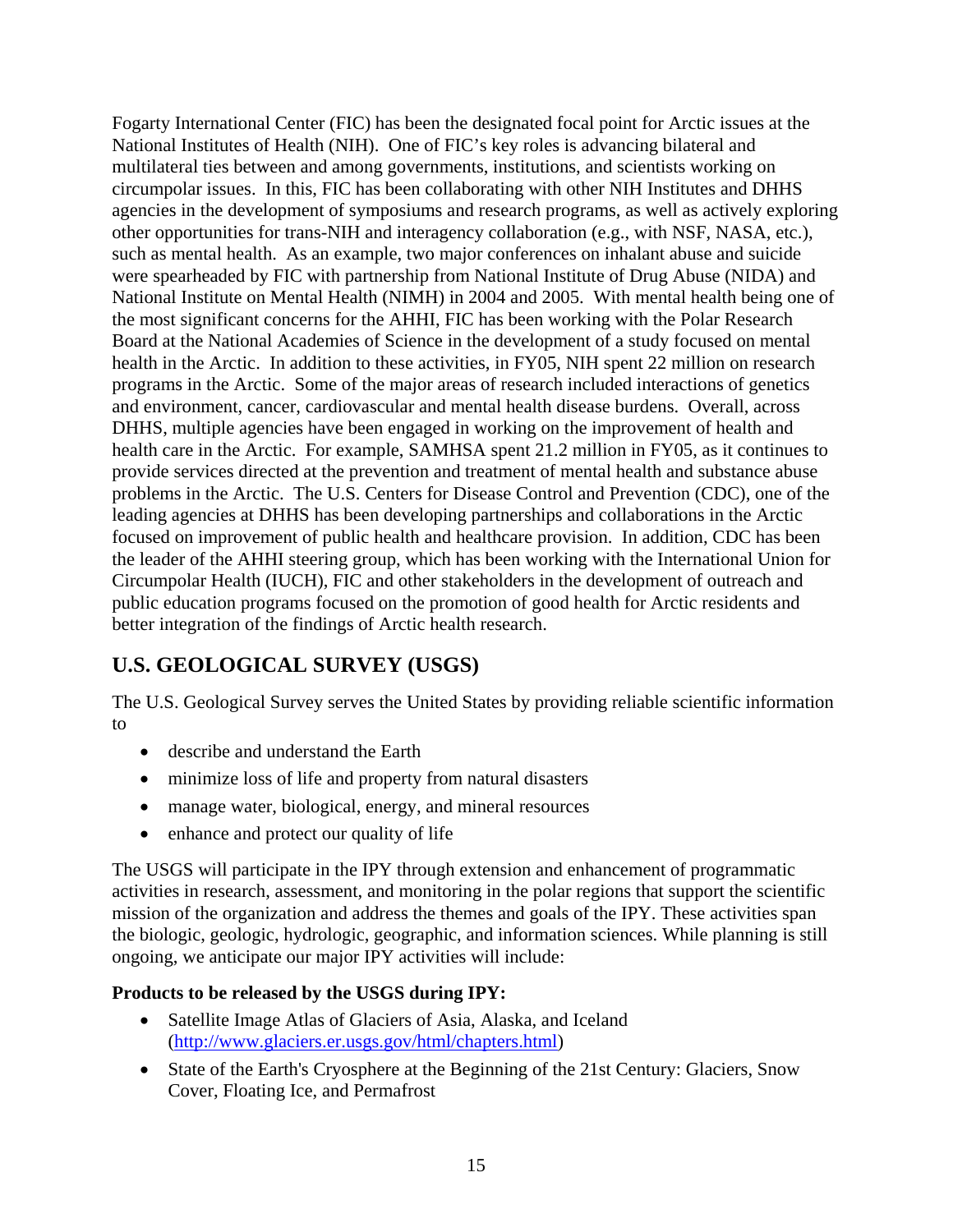Fogarty International Center (FIC) has been the designated focal point for Arctic issues at the National Institutes of Health (NIH). One of FIC's key roles is advancing bilateral and multilateral ties between and among governments, institutions, and scientists working on circumpolar issues. In this, FIC has been collaborating with other NIH Institutes and DHHS agencies in the development of symposiums and research programs, as well as actively exploring other opportunities for trans-NIH and interagency collaboration (e.g., with NSF, NASA, etc.), such as mental health. As an example, two major conferences on inhalant abuse and suicide were spearheaded by FIC with partnership from National Institute of Drug Abuse (NIDA) and National Institute on Mental Health (NIMH) in 2004 and 2005. With mental health being one of the most significant concerns for the AHHI, FIC has been working with the Polar Research Board at the National Academies of Science in the development of a study focused on mental health in the Arctic. In addition to these activities, in FY05, NIH spent 22 million on research programs in the Arctic. Some of the major areas of research included interactions of genetics and environment, cancer, cardiovascular and mental health disease burdens. Overall, across DHHS, multiple agencies have been engaged in working on the improvement of health and health care in the Arctic. For example, SAMHSA spent 21.2 million in FY05, as it continues to provide services directed at the prevention and treatment of mental health and substance abuse problems in the Arctic. The U.S. Centers for Disease Control and Prevention (CDC), one of the leading agencies at DHHS has been developing partnerships and collaborations in the Arctic focused on improvement of public health and healthcare provision. In addition, CDC has been the leader of the AHHI steering group, which has been working with the International Union for Circumpolar Health (IUCH), FIC and other stakeholders in the development of outreach and public education programs focused on the promotion of good health for Arctic residents and better integration of the findings of Arctic health research.

## U.S. GEOLOGICAL SURVEY (USGS)

The U.S. Geological Survey serves the United States by providing reliable scientific information to

- describe and understand the Earth
- minimize loss of life and property from natural disasters
- manage water, biological, energy, and mineral resources
- enhance and protect our quality of life

The USGS will participate in the IPY through extension and enhancement of programmatic activities in research, assessment, and monitoring in the polar regions that support the scientific mission of the organization and address the themes and goals of the IPY. These activities span the biologic, geologic, hydrologic, geographic, and information sciences. While planning is still ongoing, we anticipate our major IPY activities will include:

**Products to be released by the USGS during IPY:**

- Satellite Image Atlas of Glaciers of Asia, Alaska, and Iceland (http://www.glaciers.er.usgs.gov/html/chapters.html)
- State of the Earth's Cryosphere at the Beginning of the 21st Century: Glaciers, Snow Cover, Floating Ice, and Permafrost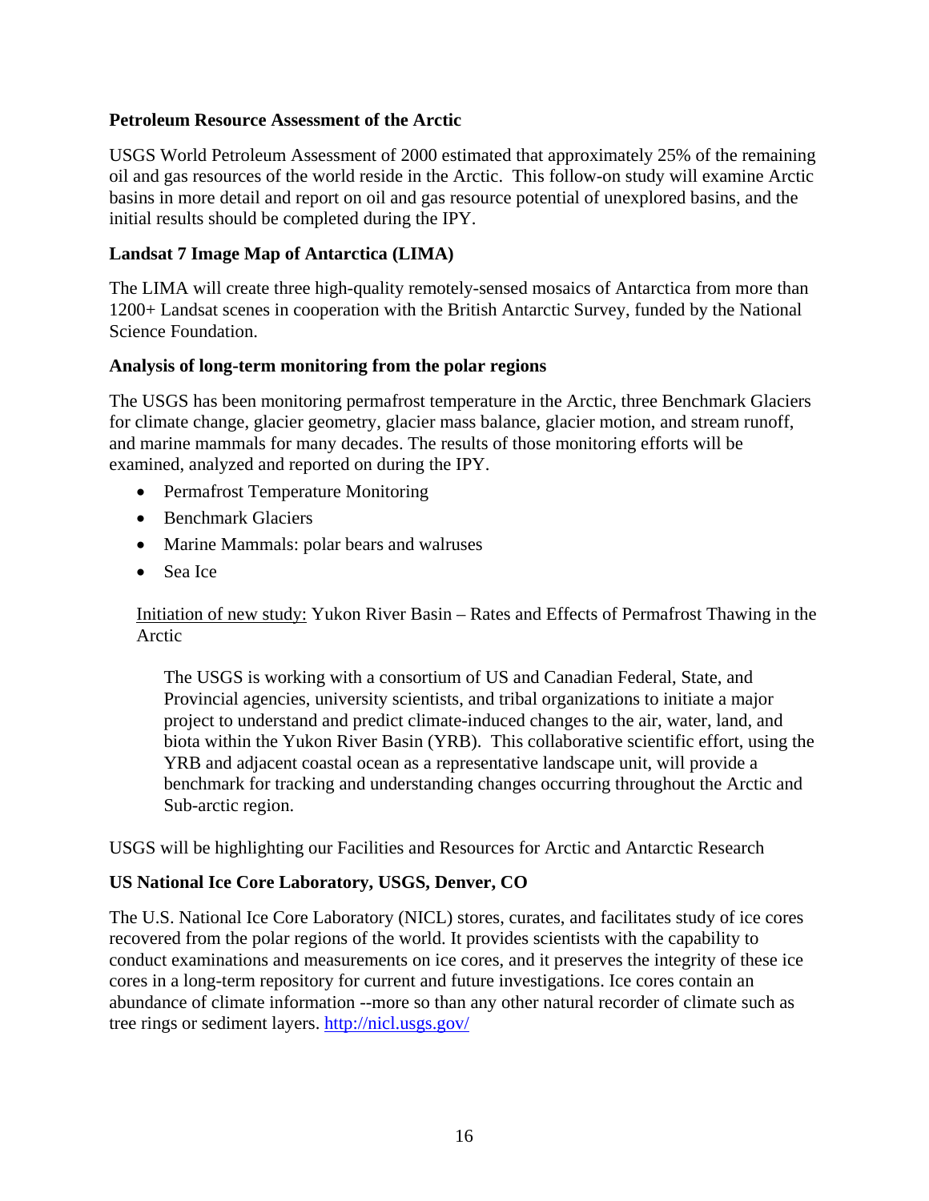**Petroleum Resource Assessment of the Arctic**

USGS World Petroleum Assessment of 2000 estimated that approximately 25% of the remaining oil and gas resources of the world reside in the Arctic. This follow-on study will examine Arctic basins in more detail and report on oil and gas resource potential of unexplored basins, and the initial results should be completed during the IPY.

**Landsat 7 Image Map of Antarctica (LIMA)**

The LIMA will create three high-quality remotely-sensed mosaics of Antarctica from more than 1200+ Landsat scenes in cooperation with the British Antarctic Survey, funded by the National Science Foundation.

**Analysis of long-term monitoring from the polar regions**

The USGS has been monitoring permafrost temperature in the Arctic, three Benchmark Glaciers for climate change, glacier geometry, glacier mass balance, glacier motion, and stream runoff, and marine mammals for many decades. The results of those monitoring efforts will be examined, analyzed and reported on during the IPY.

- Permafrost Temperature Monitoring
- Benchmark Glaciers
- Marine Mammals: polar bears and walruses
- Sea Ice

Initiation of new study: Yukon River Basin – Rates and Effects of Permafrost Thawing in the Arctic

> The USGS is working with a consortium of US and Canadian Federal, State, and Provincial agencies, university scientists, and tribal organizations to initiate a major project to understand and predict climate-induced changes to the air, water, land, and biota within the Yukon River Basin (YRB). This collaborative scientific effort, using the YRB and adjacent coastal ocean as a representative landscape unit, will provide a benchmark for tracking and understanding changes occurring throughout the Arctic and Sub-arctic region.

USGS will be highlighting our Facilities and Resources for Arctic and Antarctic Research

**US National Ice Core Laboratory, USGS, Denver, CO**

The U.S. National Ice Core Laboratory (NICL) stores, curates, and facilitates study of ice cores recovered from the polar regions of the world. It provides scientists with the capability to conduct examinations and measurements on ice cores, and it preserves the integrity of these ice cores in a long-term repository for current and future investigations. Ice cores contain an abundance of climate information --more so than any other natural recorder of climate such as tree rings or sediment layers. http://nicl.usgs.gov/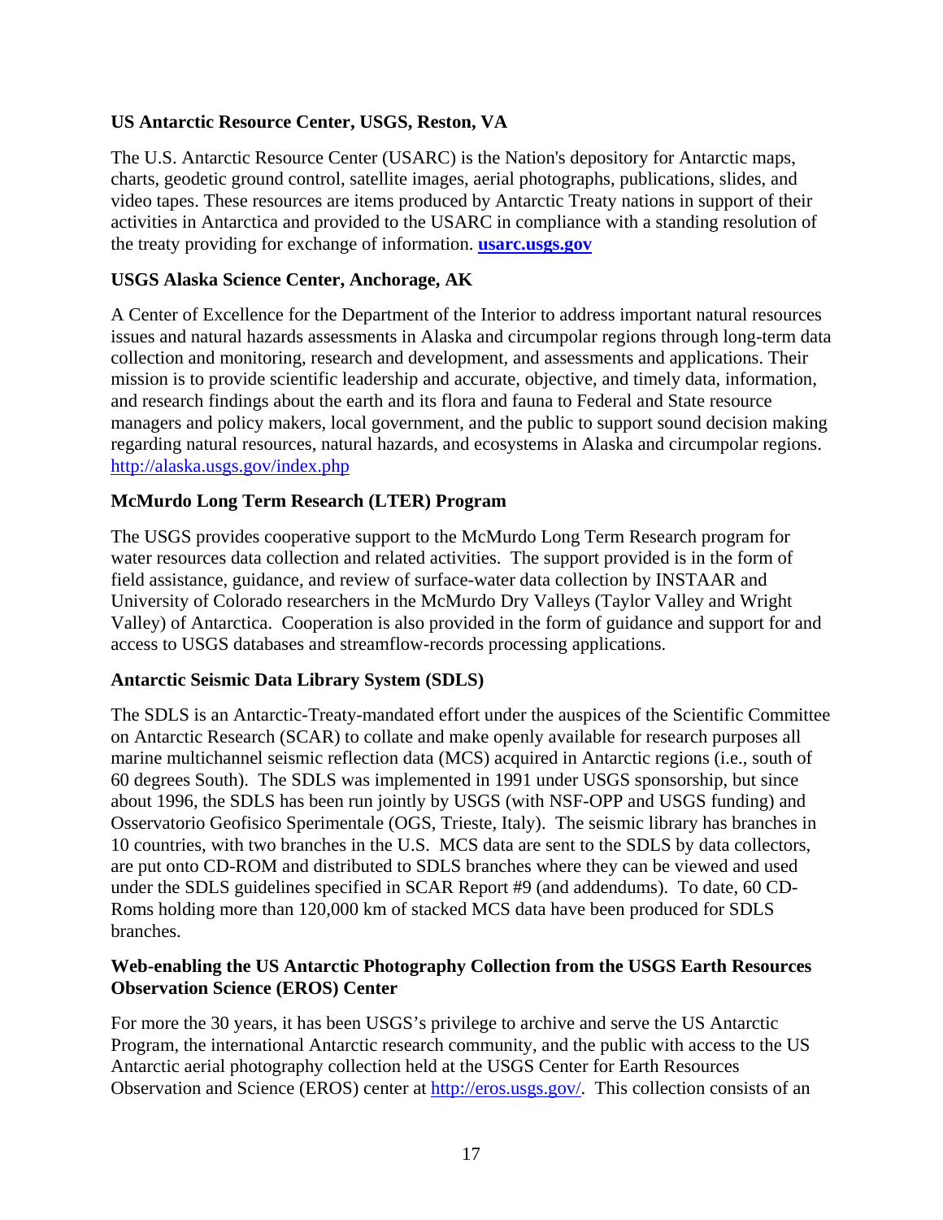**US Antarctic Resource Center, USGS, Reston, VA**

The U.S. Antarctic Resource Center (USARC) is the Nation's depository for Antarctic maps, charts, geodetic ground control, satellite images, aerial photographs, publications, slides, and video tapes. These resources are items produced by Antarctic Treaty nations in support of their activities in Antarctica and provided to the USARC in compliance with a standing resolution of the treaty providing for exchange of information. **usarc.usgs.gov**

**USGS Alaska Science Center, Anchorage, AK**

A Center of Excellence for the Department of the Interior to address important natural resources issues and natural hazards assessments in Alaska and circumpolar regions through long-term data collection and monitoring, research and development, and assessments and applications. Their mission is to provide scientific leadership and accurate, objective, and timely data, information, and research findings about the earth and its flora and fauna to Federal and State resource managers and policy makers, local government, and the public to support sound decision making regarding natural resources, natural hazards, and ecosystems in Alaska and circumpolar regions. http://alaska.usgs.gov/index.php

**McMurdo Long Term Research (LTER) Program**

The USGS provides cooperative support to the McMurdo Long Term Research program for water resources data collection and related activities. The support provided is in the form of field assistance, guidance, and review of surface-water data collection by INSTAAR and University of Colorado researchers in the McMurdo Dry Valleys (Taylor Valley and Wright Valley) of Antarctica. Cooperation is also provided in the form of guidance and support for and access to USGS databases and streamflow-records processing applications.

**Antarctic Seismic Data Library System (SDLS)**

The SDLS is an Antarctic-Treaty-mandated effort under the auspices of the Scientific Committee on Antarctic Research (SCAR) to collate and make openly available for research purposes all marine multichannel seismic reflection data (MCS) acquired in Antarctic regions (i.e., south of 60 degrees South). The SDLS was implemented in 1991 under USGS sponsorship, but since about 1996, the SDLS has been run jointly by USGS (with NSF-OPP and USGS funding) and Osservatorio Geofisico Sperimentale (OGS, Trieste, Italy). The seismic library has branches in 10 countries, with two branches in the U.S. MCS data are sent to the SDLS by data collectors, are put onto CD-ROM and distributed to SDLS branches where they can be viewed and used under the SDLS guidelines specified in SCAR Report #9 (and addendums). To date, 60 CD-Roms holding more than 120,000 km of stacked MCS data have been produced for SDLS branches.

**Web-enabling the US Antarctic Photography Collection from the USGS Earth Resources Observation Science (EROS) Center**

For more the 30 years, it has been USGS's privilege to archive and serve the US Antarctic Program, the international Antarctic research community, and the public with access to the US Antarctic aerial photography collection held at the USGS Center for Earth Resources Observation and Science (EROS) center at http://eros.usgs.gov/. This collection consists of an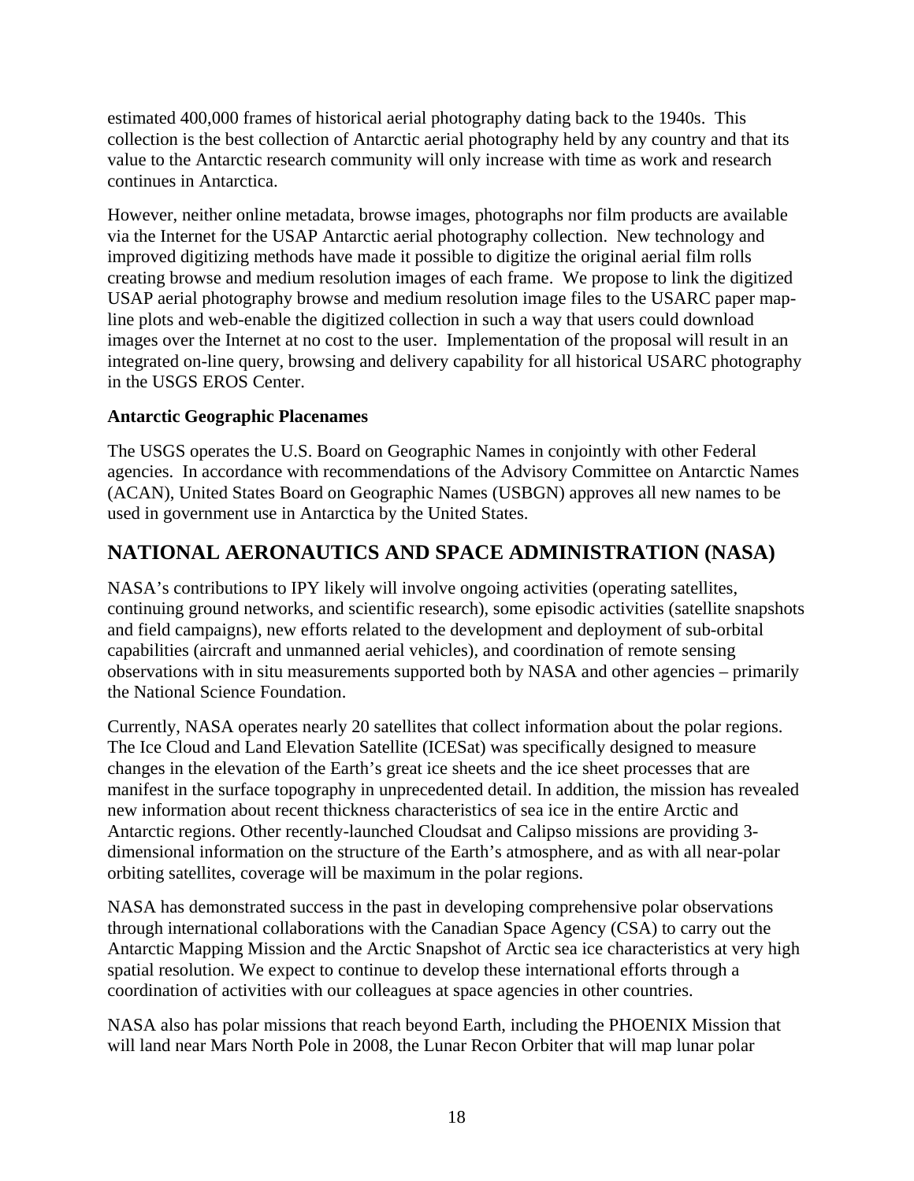estimated 400,000 frames of historical aerial photography dating back to the 1940s. This collection is the best collection of Antarctic aerial photography held by any country and that its value to the Antarctic research community will only increase with time as work and research continues in Antarctica.

However, neither online metadata, browse images, photographs nor film products are available via the Internet for the USAP Antarctic aerial photography collection. New technology and improved digitizing methods have made it possible to digitize the original aerial film rolls creating browse and medium resolution images of each frame. We propose to link the digitized USAP aerial photography browse and medium resolution image files to the USARC paper map-line plots and web-enable the digitized collection in such a way that users could download images over the Internet at no cost to the user. Implementation of the proposal will result in an integrated on-line query, browsing and delivery capability for all historical USARC photography in the USGS EROS Center.

**Antarctic Geographic Placenames**

The USGS operates the U.S. Board on Geographic Names in conjointly with other Federal agencies. In accordance with recommendations of the Advisory Committee on Antarctic Names (ACAN), United States Board on Geographic Names (USBGN) approves all new names to be used in government use in Antarctica by the United States.

## NATIONAL AERONAUTICS AND SPACE ADMINISTRATION (NASA)

NASA's contributions to IPY likely will involve ongoing activities (operating satellites, continuing ground networks, and scientific research), some episodic activities (satellite snapshots and field campaigns), new efforts related to the development and deployment of sub-orbital capabilities (aircraft and unmanned aerial vehicles), and coordination of remote sensing observations with in situ measurements supported both by NASA and other agencies – primarily the National Science Foundation.

Currently, NASA operates nearly 20 satellites that collect information about the polar regions. The Ice Cloud and Land Elevation Satellite (ICESat) was specifically designed to measure changes in the elevation of the Earth's great ice sheets and the ice sheet processes that are manifest in the surface topography in unprecedented detail. In addition, the mission has revealed new information about recent thickness characteristics of sea ice in the entire Arctic and Antarctic regions. Other recently-launched Cloudsat and Calipso missions are providing 3-dimensional information on the structure of the Earth's atmosphere, and as with all near-polar orbiting satellites, coverage will be maximum in the polar regions.

NASA has demonstrated success in the past in developing comprehensive polar observations through international collaborations with the Canadian Space Agency (CSA) to carry out the Antarctic Mapping Mission and the Arctic Snapshot of Arctic sea ice characteristics at very high spatial resolution. We expect to continue to develop these international efforts through a coordination of activities with our colleagues at space agencies in other countries.

NASA also has polar missions that reach beyond Earth, including the PHOENIX Mission that will land near Mars North Pole in 2008, the Lunar Recon Orbiter that will map lunar polar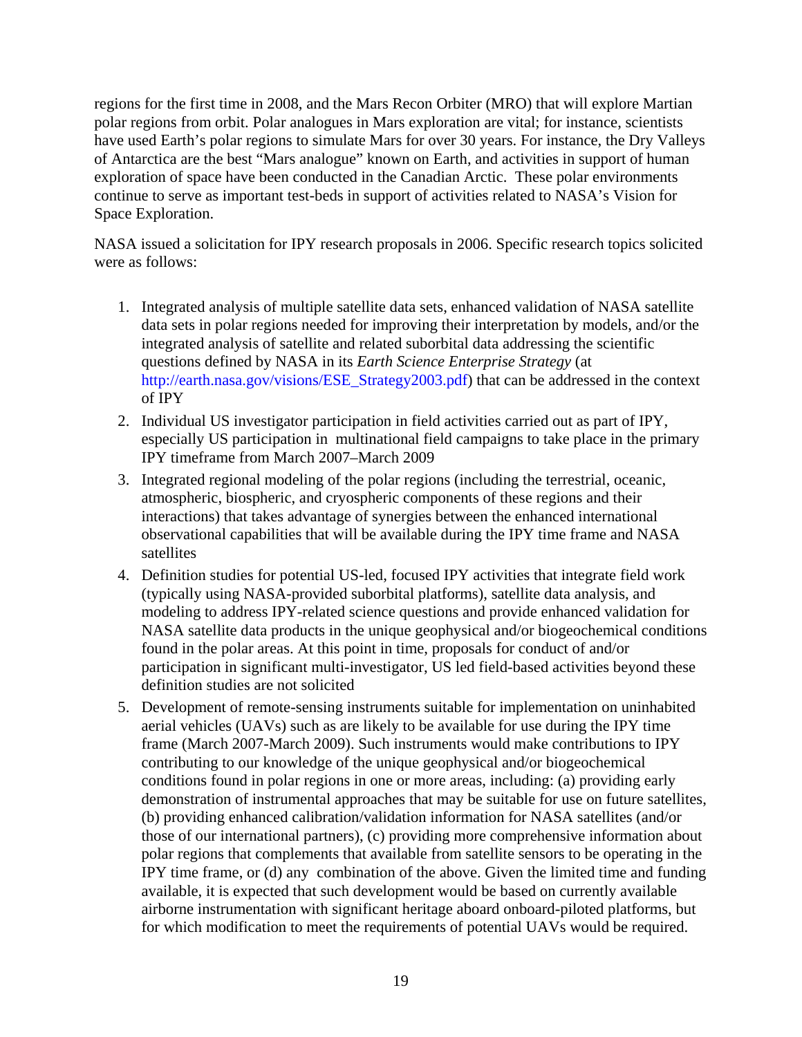regions for the first time in 2008, and the Mars Recon Orbiter (MRO) that will explore Martian polar regions from orbit. Polar analogues in Mars exploration are vital; for instance, scientists have used Earth's polar regions to simulate Mars for over 30 years. For instance, the Dry Valleys of Antarctica are the best "Mars analogue" known on Earth, and activities in support of human exploration of space have been conducted in the Canadian Arctic. These polar environments continue to serve as important test-beds in support of activities related to NASA's Vision for Space Exploration.

NASA issued a solicitation for IPY research proposals in 2006. Specific research topics solicited were as follows:

1. Integrated analysis of multiple satellite data sets, enhanced validation of NASA satellite data sets in polar regions needed for improving their interpretation by models, and/or the integrated analysis of satellite and related suborbital data addressing the scientific questions defined by NASA in its *Earth Science Enterprise Strategy* (at http://earth.nasa.gov/visions/ESE_Strategy2003.pdf) that can be addressed in the context of IPY
2. Individual US investigator participation in field activities carried out as part of IPY, especially US participation in multinational field campaigns to take place in the primary IPY timeframe from March 2007–March 2009
3. Integrated regional modeling of the polar regions (including the terrestrial, oceanic, atmospheric, biospheric, and cryospheric components of these regions and their interactions) that takes advantage of synergies between the enhanced international observational capabilities that will be available during the IPY time frame and NASA satellites
4. Definition studies for potential US-led, focused IPY activities that integrate field work (typically using NASA-provided suborbital platforms), satellite data analysis, and modeling to address IPY-related science questions and provide enhanced validation for NASA satellite data products in the unique geophysical and/or biogeochemical conditions found in the polar areas. At this point in time, proposals for conduct of and/or participation in significant multi-investigator, US led field-based activities beyond these definition studies are not solicited
5. Development of remote-sensing instruments suitable for implementation on uninhabited aerial vehicles (UAVs) such as are likely to be available for use during the IPY time frame (March 2007-March 2009). Such instruments would make contributions to IPY contributing to our knowledge of the unique geophysical and/or biogeochemical conditions found in polar regions in one or more areas, including: (a) providing early demonstration of instrumental approaches that may be suitable for use on future satellites, (b) providing enhanced calibration/validation information for NASA satellites (and/or those of our international partners), (c) providing more comprehensive information about polar regions that complements that available from satellite sensors to be operating in the IPY time frame, or (d) any combination of the above. Given the limited time and funding available, it is expected that such development would be based on currently available airborne instrumentation with significant heritage aboard onboard-piloted platforms, but for which modification to meet the requirements of potential UAVs would be required.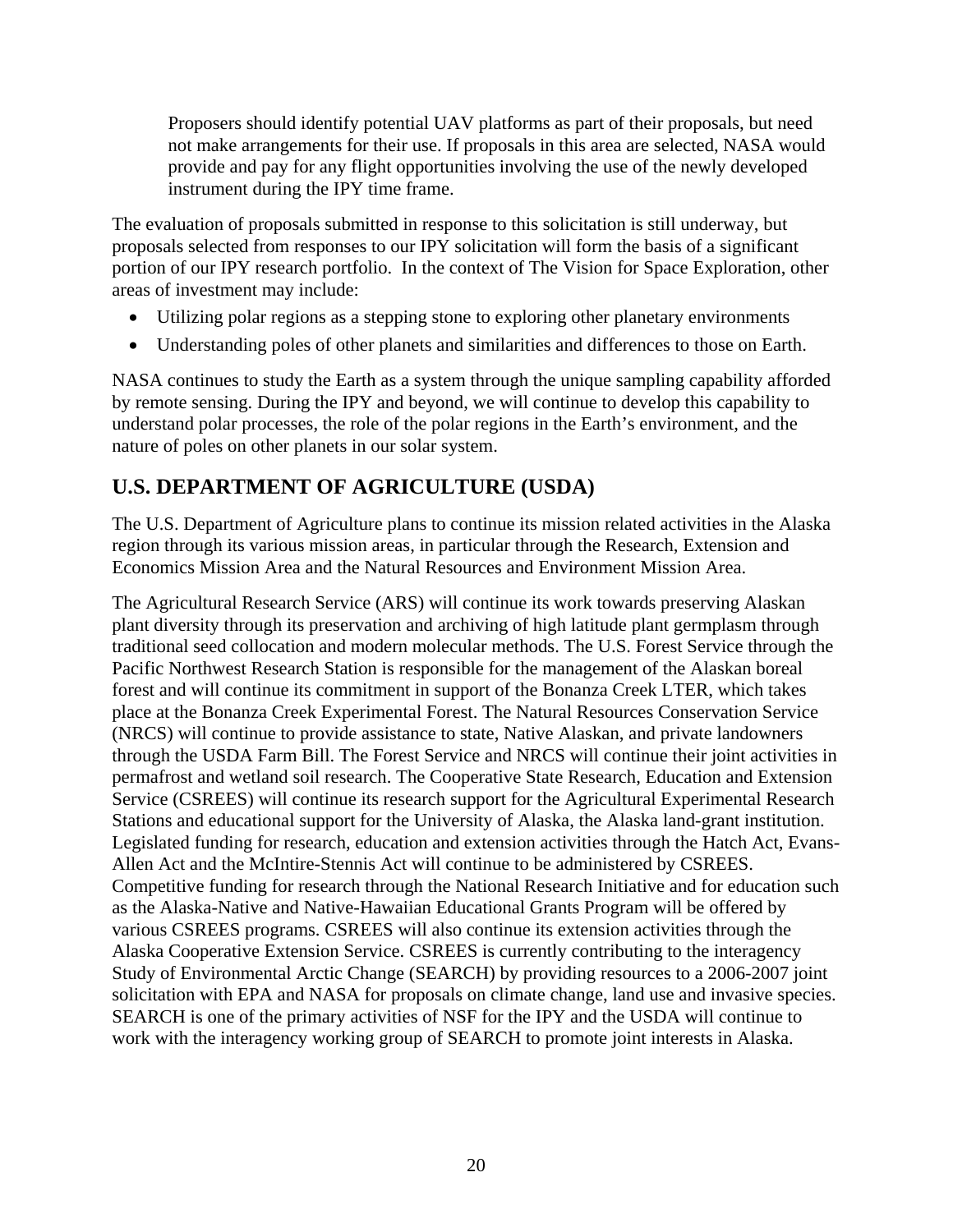> Proposers should identify potential UAV platforms as part of their proposals, but need not make arrangements for their use. If proposals in this area are selected, NASA would provide and pay for any flight opportunities involving the use of the newly developed instrument during the IPY time frame.

The evaluation of proposals submitted in response to this solicitation is still underway, but proposals selected from responses to our IPY solicitation will form the basis of a significant portion of our IPY research portfolio. In the context of The Vision for Space Exploration, other areas of investment may include:

- Utilizing polar regions as a stepping stone to exploring other planetary environments
- Understanding poles of other planets and similarities and differences to those on Earth.

NASA continues to study the Earth as a system through the unique sampling capability afforded by remote sensing. During the IPY and beyond, we will continue to develop this capability to understand polar processes, the role of the polar regions in the Earth's environment, and the nature of poles on other planets in our solar system.

## U.S. DEPARTMENT OF AGRICULTURE (USDA)

The U.S. Department of Agriculture plans to continue its mission related activities in the Alaska region through its various mission areas, in particular through the Research, Extension and Economics Mission Area and the Natural Resources and Environment Mission Area.

The Agricultural Research Service (ARS) will continue its work towards preserving Alaskan plant diversity through its preservation and archiving of high latitude plant germplasm through traditional seed collocation and modern molecular methods. The U.S. Forest Service through the Pacific Northwest Research Station is responsible for the management of the Alaskan boreal forest and will continue its commitment in support of the Bonanza Creek LTER, which takes place at the Bonanza Creek Experimental Forest. The Natural Resources Conservation Service (NRCS) will continue to provide assistance to state, Native Alaskan, and private landowners through the USDA Farm Bill. The Forest Service and NRCS will continue their joint activities in permafrost and wetland soil research. The Cooperative State Research, Education and Extension Service (CSREES) will continue its research support for the Agricultural Experimental Research Stations and educational support for the University of Alaska, the Alaska land-grant institution. Legislated funding for research, education and extension activities through the Hatch Act, Evans-Allen Act and the McIntire-Stennis Act will continue to be administered by CSREES. Competitive funding for research through the National Research Initiative and for education such as the Alaska-Native and Native-Hawaiian Educational Grants Program will be offered by various CSREES programs. CSREES will also continue its extension activities through the Alaska Cooperative Extension Service. CSREES is currently contributing to the interagency Study of Environmental Arctic Change (SEARCH) by providing resources to a 2006-2007 joint solicitation with EPA and NASA for proposals on climate change, land use and invasive species. SEARCH is one of the primary activities of NSF for the IPY and the USDA will continue to work with the interagency working group of SEARCH to promote joint interests in Alaska.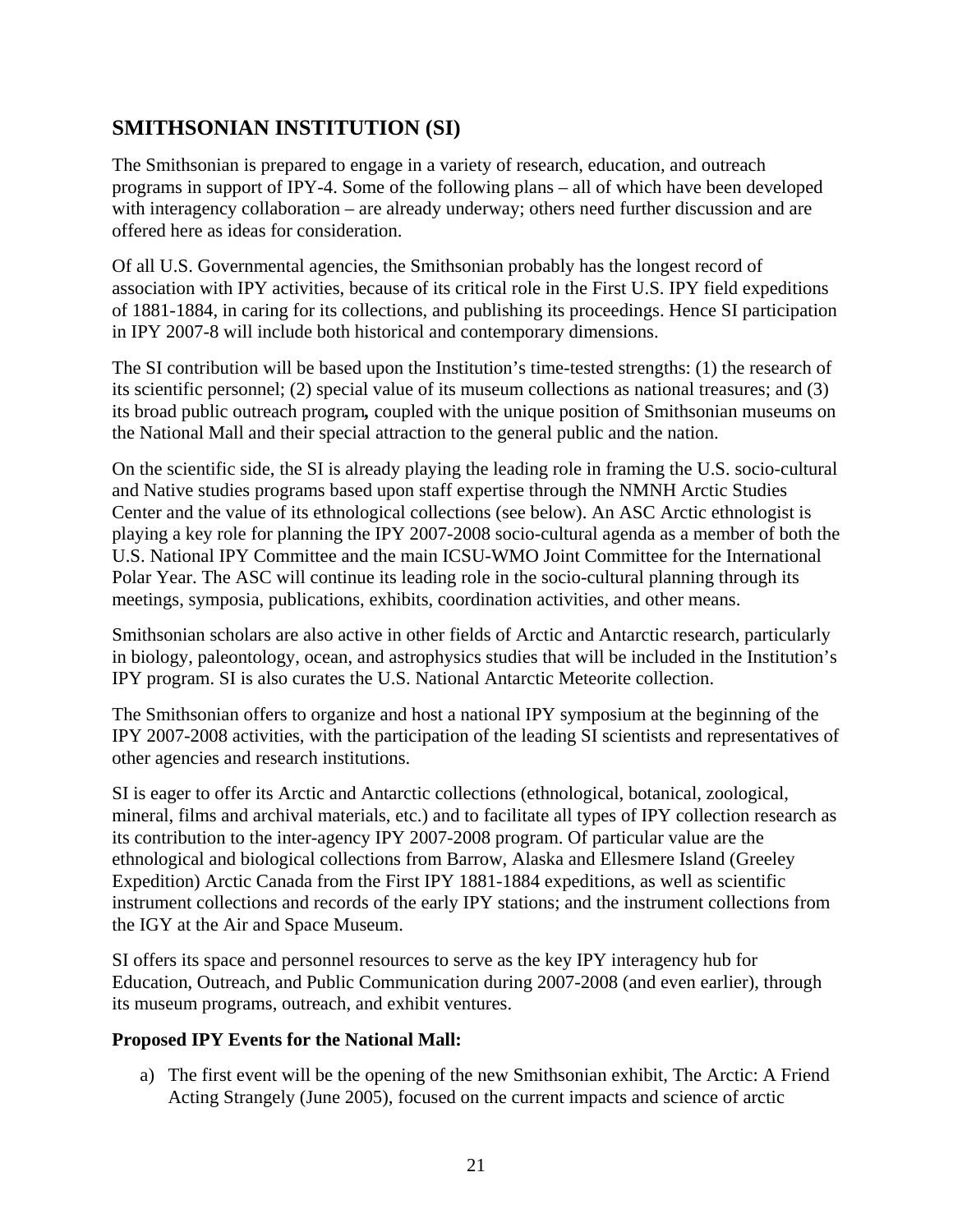## SMITHSONIAN INSTITUTION (SI)

The Smithsonian is prepared to engage in a variety of research, education, and outreach programs in support of IPY-4. Some of the following plans – all of which have been developed with interagency collaboration – are already underway; others need further discussion and are offered here as ideas for consideration.

Of all U.S. Governmental agencies, the Smithsonian probably has the longest record of association with IPY activities, because of its critical role in the First U.S. IPY field expeditions of 1881-1884, in caring for its collections, and publishing its proceedings. Hence SI participation in IPY 2007-8 will include both historical and contemporary dimensions.

The SI contribution will be based upon the Institution's time-tested strengths: (1) the research of its scientific personnel; (2) special value of its museum collections as national treasures; and (3) its broad public outreach program**,** coupled with the unique position of Smithsonian museums on the National Mall and their special attraction to the general public and the nation.

On the scientific side, the SI is already playing the leading role in framing the U.S. socio-cultural and Native studies programs based upon staff expertise through the NMNH Arctic Studies Center and the value of its ethnological collections (see below). An ASC Arctic ethnologist is playing a key role for planning the IPY 2007-2008 socio-cultural agenda as a member of both the U.S. National IPY Committee and the main ICSU-WMO Joint Committee for the International Polar Year. The ASC will continue its leading role in the socio-cultural planning through its meetings, symposia, publications, exhibits, coordination activities, and other means.

Smithsonian scholars are also active in other fields of Arctic and Antarctic research, particularly in biology, paleontology, ocean, and astrophysics studies that will be included in the Institution's IPY program. SI is also curates the U.S. National Antarctic Meteorite collection.

The Smithsonian offers to organize and host a national IPY symposium at the beginning of the IPY 2007-2008 activities, with the participation of the leading SI scientists and representatives of other agencies and research institutions.

SI is eager to offer its Arctic and Antarctic collections (ethnological, botanical, zoological, mineral, films and archival materials, etc.) and to facilitate all types of IPY collection research as its contribution to the inter-agency IPY 2007-2008 program. Of particular value are the ethnological and biological collections from Barrow, Alaska and Ellesmere Island (Greeley Expedition) Arctic Canada from the First IPY 1881-1884 expeditions, as well as scientific instrument collections and records of the early IPY stations; and the instrument collections from the IGY at the Air and Space Museum.

SI offers its space and personnel resources to serve as the key IPY interagency hub for Education, Outreach, and Public Communication during 2007-2008 (and even earlier), through its museum programs, outreach, and exhibit ventures.

**Proposed IPY Events for the National Mall:**

a) The first event will be the opening of the new Smithsonian exhibit, The Arctic: A Friend Acting Strangely (June 2005), focused on the current impacts and science of arctic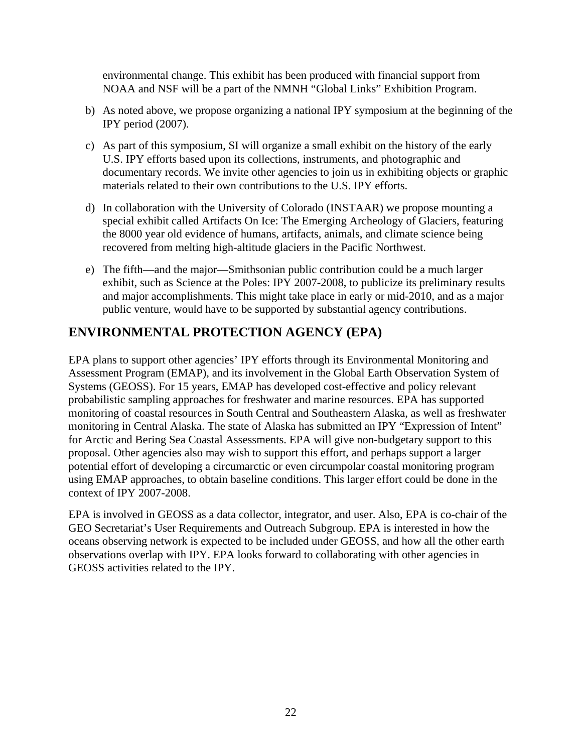environmental change. This exhibit has been produced with financial support from NOAA and NSF will be a part of the NMNH "Global Links" Exhibition Program.

b) As noted above, we propose organizing a national IPY symposium at the beginning of the IPY period (2007).

c) As part of this symposium, SI will organize a small exhibit on the history of the early U.S. IPY efforts based upon its collections, instruments, and photographic and documentary records. We invite other agencies to join us in exhibiting objects or graphic materials related to their own contributions to the U.S. IPY efforts.

d) In collaboration with the University of Colorado (INSTAAR) we propose mounting a special exhibit called Artifacts On Ice: The Emerging Archeology of Glaciers, featuring the 8000 year old evidence of humans, artifacts, animals, and climate science being recovered from melting high-altitude glaciers in the Pacific Northwest.

e) The fifth—and the major—Smithsonian public contribution could be a much larger exhibit, such as Science at the Poles: IPY 2007-2008, to publicize its preliminary results and major accomplishments. This might take place in early or mid-2010, and as a major public venture, would have to be supported by substantial agency contributions.

## ENVIRONMENTAL PROTECTION AGENCY (EPA)

EPA plans to support other agencies' IPY efforts through its Environmental Monitoring and Assessment Program (EMAP), and its involvement in the Global Earth Observation System of Systems (GEOSS). For 15 years, EMAP has developed cost-effective and policy relevant probabilistic sampling approaches for freshwater and marine resources. EPA has supported monitoring of coastal resources in South Central and Southeastern Alaska, as well as freshwater monitoring in Central Alaska. The state of Alaska has submitted an IPY "Expression of Intent" for Arctic and Bering Sea Coastal Assessments. EPA will give non-budgetary support to this proposal. Other agencies also may wish to support this effort, and perhaps support a larger potential effort of developing a circumarctic or even circumpolar coastal monitoring program using EMAP approaches, to obtain baseline conditions. This larger effort could be done in the context of IPY 2007-2008.

EPA is involved in GEOSS as a data collector, integrator, and user. Also, EPA is co-chair of the GEO Secretariat's User Requirements and Outreach Subgroup. EPA is interested in how the oceans observing network is expected to be included under GEOSS, and how all the other earth observations overlap with IPY. EPA looks forward to collaborating with other agencies in GEOSS activities related to the IPY.